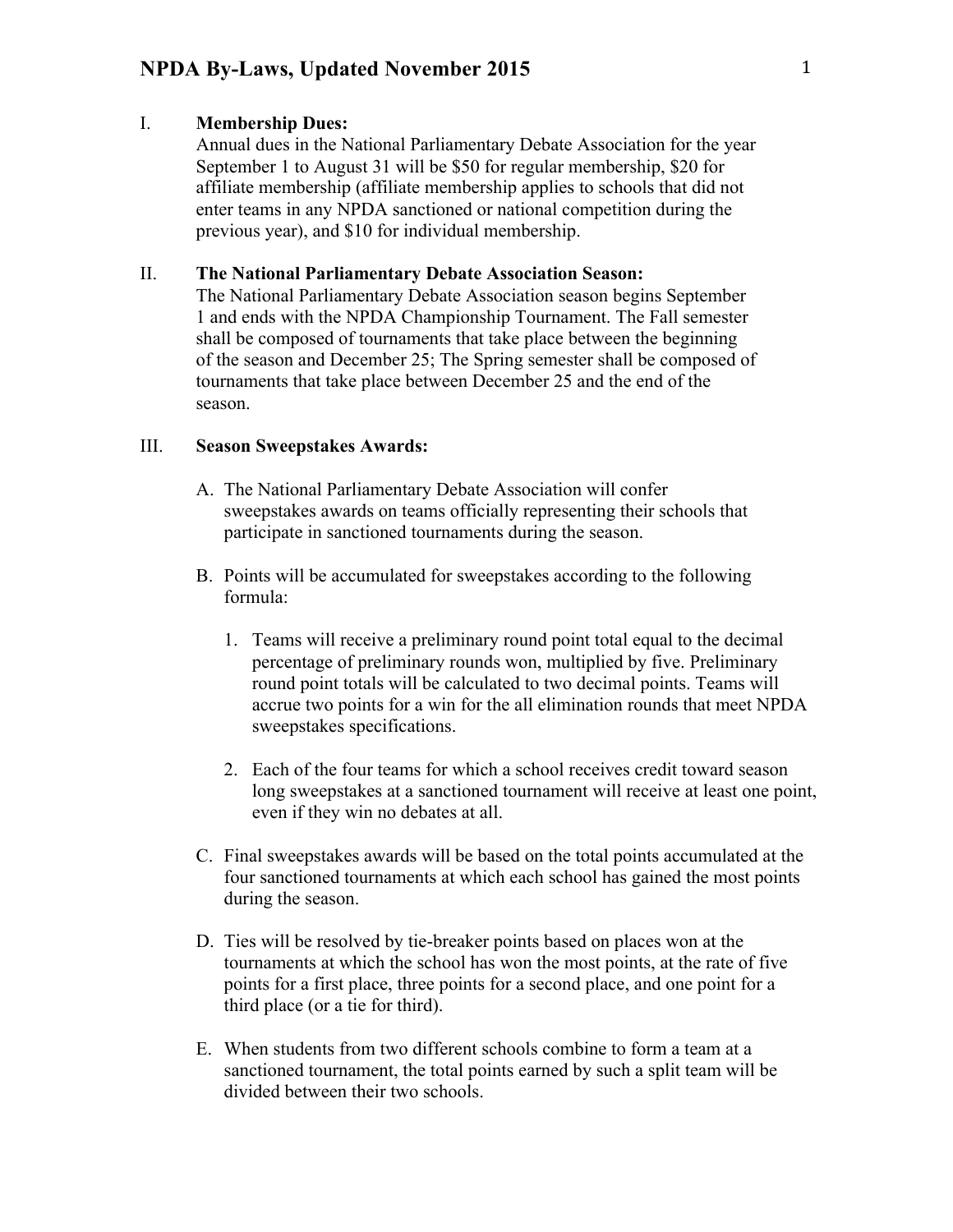# NPDA By-Laws, Updated November 2015

## I. Membership Dues:

Annual dues in the National Parliamentary Debate Association for the year September 1 to August 31 will be $50 for regular membership, $20 for affiliate membership (affiliate membership applies to schools that did not enter teams in any NPDA sanctioned or national competition during the previous year), and $10 for individual membership.

## II. The National Parliamentary Debate Association Season:

The National Parliamentary Debate Association season begins September 1 and ends with the NPDA Championship Tournament. The Fall semester shall be composed of tournaments that take place between the beginning of the season and December 25; The Spring semester shall be composed of tournaments that take place between December 25 and the end of the season.

## III. Season Sweepstakes Awards:

A. The National Parliamentary Debate Association will confer sweepstakes awards on teams officially representing their schools that participate in sanctioned tournaments during the season.

B. Points will be accumulated for sweepstakes according to the following formula:

1. Teams will receive a preliminary round point total equal to the decimal percentage of preliminary rounds won, multiplied by five. Preliminary round point totals will be calculated to two decimal points. Teams will accrue two points for a win for the all elimination rounds that meet NPDA sweepstakes specifications.

2. Each of the four teams for which a school receives credit toward season long sweepstakes at a sanctioned tournament will receive at least one point, even if they win no debates at all.

C. Final sweepstakes awards will be based on the total points accumulated at the four sanctioned tournaments at which each school has gained the most points during the season.

D. Ties will be resolved by tie-breaker points based on places won at the tournaments at which the school has won the most points, at the rate of five points for a first place, three points for a second place, and one point for a third place (or a tie for third).

E. When students from two different schools combine to form a team at a sanctioned tournament, the total points earned by such a split team will be divided between their two schools.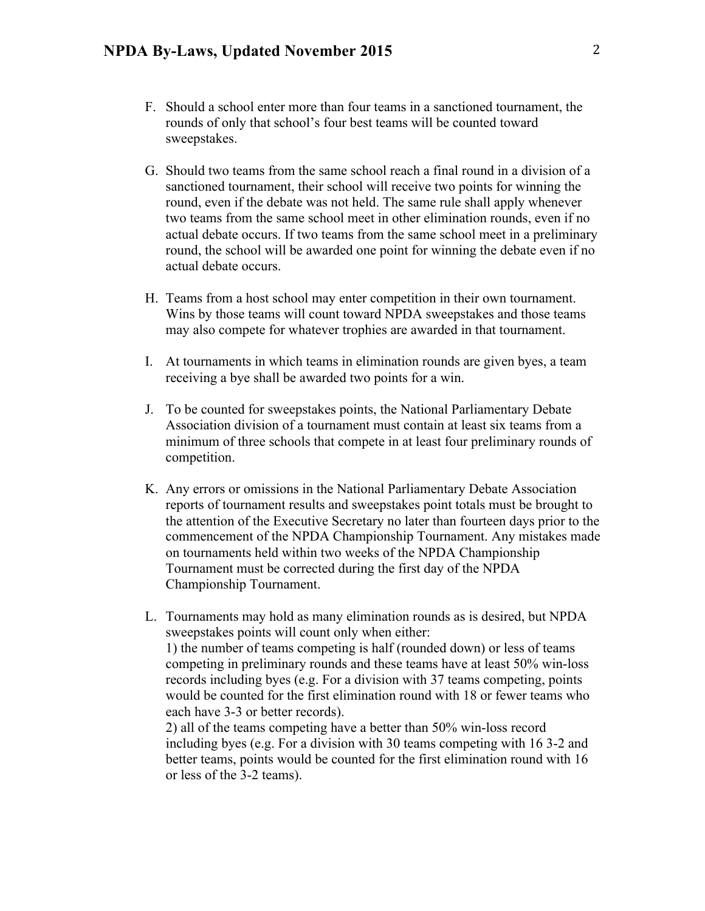F. Should a school enter more than four teams in a sanctioned tournament, the rounds of only that school's four best teams will be counted toward sweepstakes.

G. Should two teams from the same school reach a final round in a division of a sanctioned tournament, their school will receive two points for winning the round, even if the debate was not held. The same rule shall apply whenever two teams from the same school meet in other elimination rounds, even if no actual debate occurs. If two teams from the same school meet in a preliminary round, the school will be awarded one point for winning the debate even if no actual debate occurs.

H. Teams from a host school may enter competition in their own tournament. Wins by those teams will count toward NPDA sweepstakes and those teams may also compete for whatever trophies are awarded in that tournament.

I. At tournaments in which teams in elimination rounds are given byes, a team receiving a bye shall be awarded two points for a win.

J. To be counted for sweepstakes points, the National Parliamentary Debate Association division of a tournament must contain at least six teams from a minimum of three schools that compete in at least four preliminary rounds of competition.

K. Any errors or omissions in the National Parliamentary Debate Association reports of tournament results and sweepstakes point totals must be brought to the attention of the Executive Secretary no later than fourteen days prior to the commencement of the NPDA Championship Tournament. Any mistakes made on tournaments held within two weeks of the NPDA Championship Tournament must be corrected during the first day of the NPDA Championship Tournament.

L. Tournaments may hold as many elimination rounds as is desired, but NPDA sweepstakes points will count only when either:
1) the number of teams competing is half (rounded down) or less of teams competing in preliminary rounds and these teams have at least 50% win-loss records including byes (e.g. For a division with 37 teams competing, points would be counted for the first elimination round with 18 or fewer teams who each have 3-3 or better records).
2) all of the teams competing have a better than 50% win-loss record including byes (e.g. For a division with 30 teams competing with 16 3-2 and better teams, points would be counted for the first elimination round with 16 or less of the 3-2 teams).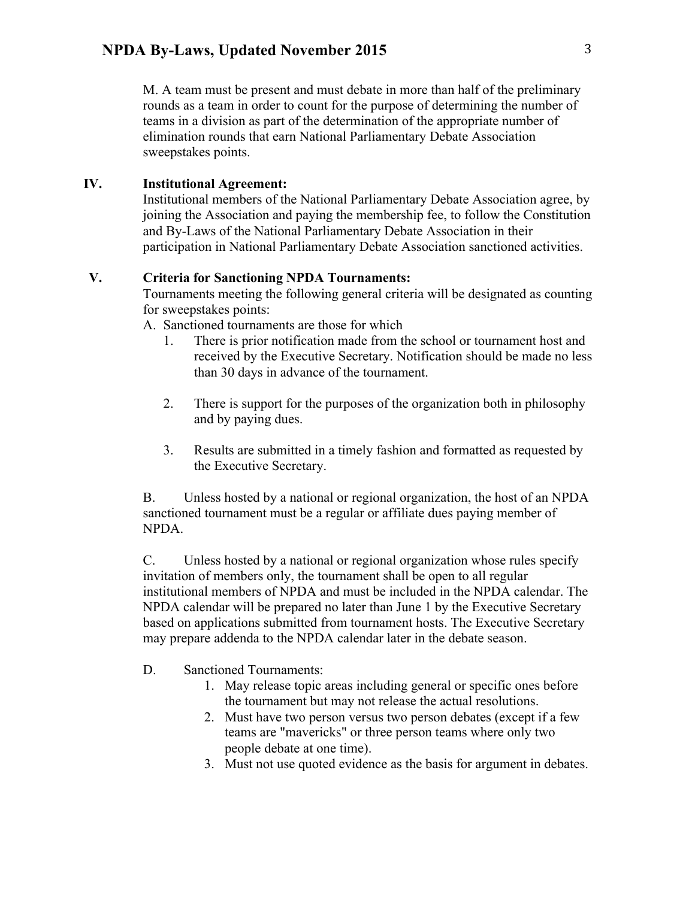M. A team must be present and must debate in more than half of the preliminary rounds as a team in order to count for the purpose of determining the number of teams in a division as part of the determination of the appropriate number of elimination rounds that earn National Parliamentary Debate Association sweepstakes points.

## IV. Institutional Agreement:

Institutional members of the National Parliamentary Debate Association agree, by joining the Association and paying the membership fee, to follow the Constitution and By-Laws of the National Parliamentary Debate Association in their participation in National Parliamentary Debate Association sanctioned activities.

## V. Criteria for Sanctioning NPDA Tournaments:

Tournaments meeting the following general criteria will be designated as counting for sweepstakes points:

A. Sanctioned tournaments are those for which

1. There is prior notification made from the school or tournament host and received by the Executive Secretary. Notification should be made no less than 30 days in advance of the tournament.

2. There is support for the purposes of the organization both in philosophy and by paying dues.

3. Results are submitted in a timely fashion and formatted as requested by the Executive Secretary.

B. Unless hosted by a national or regional organization, the host of an NPDA sanctioned tournament must be a regular or affiliate dues paying member of NPDA.

C. Unless hosted by a national or regional organization whose rules specify invitation of members only, the tournament shall be open to all regular institutional members of NPDA and must be included in the NPDA calendar. The NPDA calendar will be prepared no later than June 1 by the Executive Secretary based on applications submitted from tournament hosts. The Executive Secretary may prepare addenda to the NPDA calendar later in the debate season.

D. Sanctioned Tournaments:

1. May release topic areas including general or specific ones before the tournament but may not release the actual resolutions.
2. Must have two person versus two person debates (except if a few teams are "mavericks" or three person teams where only two people debate at one time).
3. Must not use quoted evidence as the basis for argument in debates.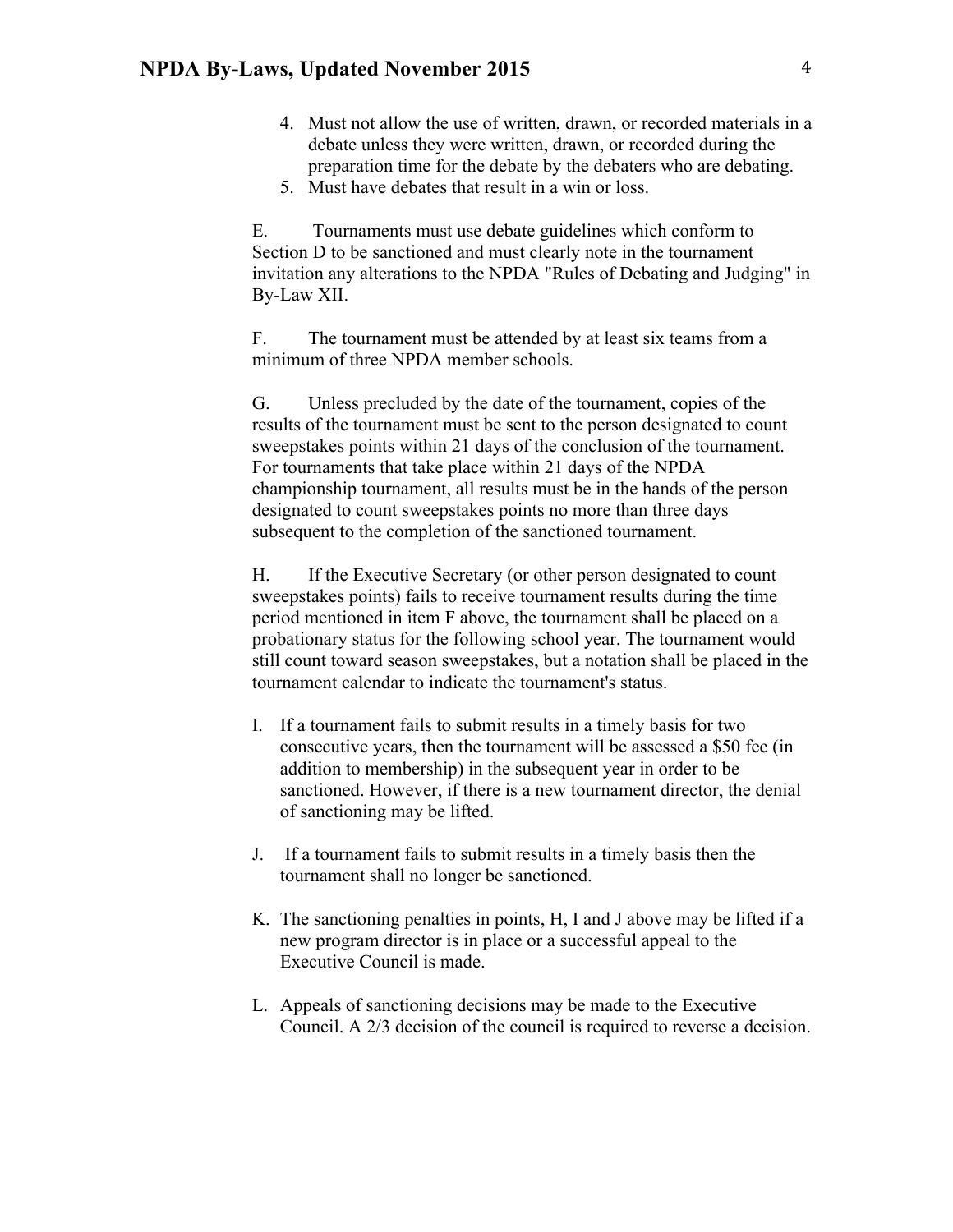4. Must not allow the use of written, drawn, or recorded materials in a debate unless they were written, drawn, or recorded during the preparation time for the debate by the debaters who are debating.
5. Must have debates that result in a win or loss.

E. Tournaments must use debate guidelines which conform to Section D to be sanctioned and must clearly note in the tournament invitation any alterations to the NPDA "Rules of Debating and Judging" in By-Law XII.

F. The tournament must be attended by at least six teams from a minimum of three NPDA member schools.

G. Unless precluded by the date of the tournament, copies of the results of the tournament must be sent to the person designated to count sweepstakes points within 21 days of the conclusion of the tournament. For tournaments that take place within 21 days of the NPDA championship tournament, all results must be in the hands of the person designated to count sweepstakes points no more than three days subsequent to the completion of the sanctioned tournament.

H. If the Executive Secretary (or other person designated to count sweepstakes points) fails to receive tournament results during the time period mentioned in item F above, the tournament shall be placed on a probationary status for the following school year. The tournament would still count toward season sweepstakes, but a notation shall be placed in the tournament calendar to indicate the tournament's status.

I. If a tournament fails to submit results in a timely basis for two consecutive years, then the tournament will be assessed a $50 fee (in addition to membership) in the subsequent year in order to be sanctioned. However, if there is a new tournament director, the denial of sanctioning may be lifted.

J. If a tournament fails to submit results in a timely basis then the tournament shall no longer be sanctioned.

K. The sanctioning penalties in points, H, I and J above may be lifted if a new program director is in place or a successful appeal to the Executive Council is made.

L. Appeals of sanctioning decisions may be made to the Executive Council. A 2/3 decision of the council is required to reverse a decision.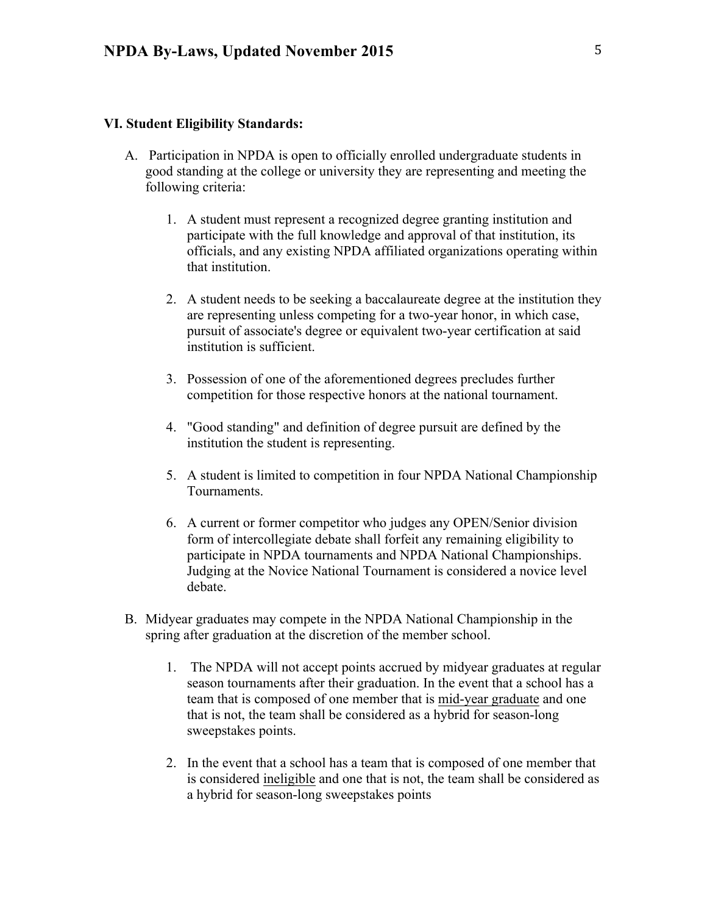### VI. Student Eligibility Standards:

A. Participation in NPDA is open to officially enrolled undergraduate students in good standing at the college or university they are representing and meeting the following criteria:

1. A student must represent a recognized degree granting institution and participate with the full knowledge and approval of that institution, its officials, and any existing NPDA affiliated organizations operating within that institution.

2. A student needs to be seeking a baccalaureate degree at the institution they are representing unless competing for a two-year honor, in which case, pursuit of associate's degree or equivalent two-year certification at said institution is sufficient.

3. Possession of one of the aforementioned degrees precludes further competition for those respective honors at the national tournament.

4. "Good standing" and definition of degree pursuit are defined by the institution the student is representing.

5. A student is limited to competition in four NPDA National Championship Tournaments.

6. A current or former competitor who judges any OPEN/Senior division form of intercollegiate debate shall forfeit any remaining eligibility to participate in NPDA tournaments and NPDA National Championships. Judging at the Novice National Tournament is considered a novice level debate.

B. Midyear graduates may compete in the NPDA National Championship in the spring after graduation at the discretion of the member school.

1. The NPDA will not accept points accrued by midyear graduates at regular season tournaments after their graduation. In the event that a school has a team that is composed of one member that is <u>mid-year graduate</u> and one that is not, the team shall be considered as a hybrid for season-long sweepstakes points.

2. In the event that a school has a team that is composed of one member that is considered <u>ineligible</u> and one that is not, the team shall be considered as a hybrid for season-long sweepstakes points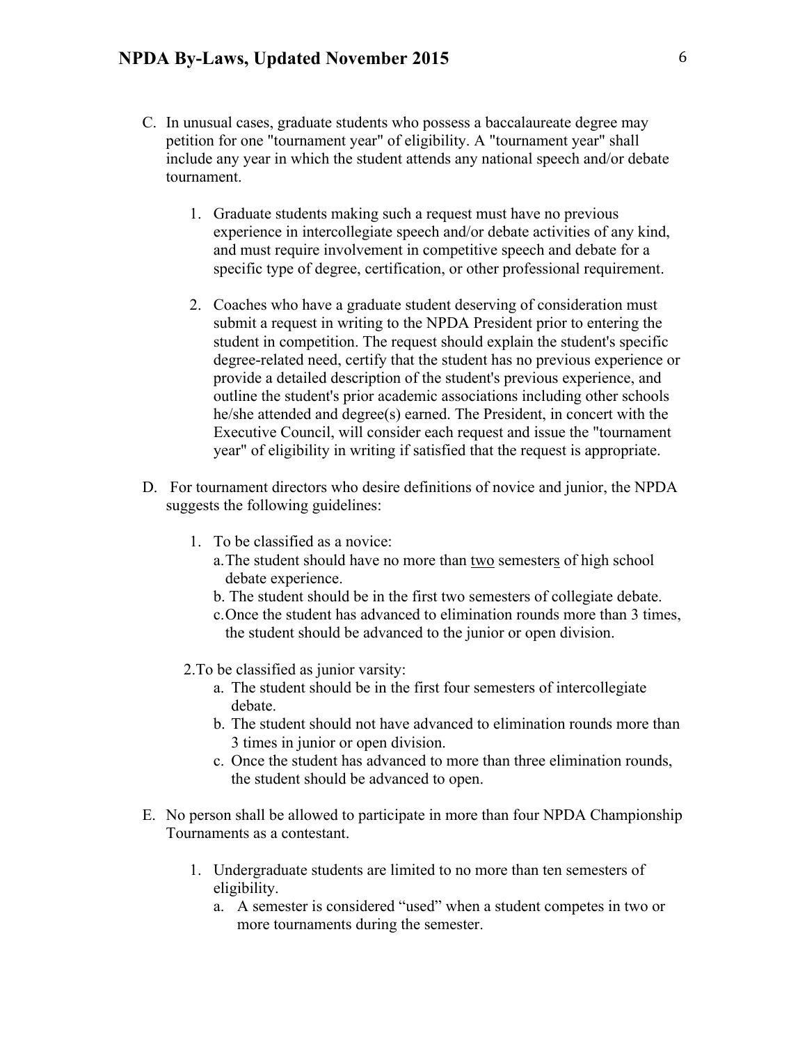C. In unusual cases, graduate students who possess a baccalaureate degree may petition for one "tournament year" of eligibility. A "tournament year" shall include any year in which the student attends any national speech and/or debate tournament.

   1. Graduate students making such a request must have no previous experience in intercollegiate speech and/or debate activities of any kind, and must require involvement in competitive speech and debate for a specific type of degree, certification, or other professional requirement.

   2. Coaches who have a graduate student deserving of consideration must submit a request in writing to the NPDA President prior to entering the student in competition. The request should explain the student's specific degree-related need, certify that the student has no previous experience or provide a detailed description of the student's previous experience, and outline the student's prior academic associations including other schools he/she attended and degree(s) earned. The President, in concert with the Executive Council, will consider each request and issue the "tournament year" of eligibility in writing if satisfied that the request is appropriate.

D. For tournament directors who desire definitions of novice and junior, the NPDA suggests the following guidelines:

   1. To be classified as a novice:
      a. The student should have no more than <u>two</u> semester<u>s</u> of high school debate experience.
      b. The student should be in the first two semesters of collegiate debate.
      c. Once the student has advanced to elimination rounds more than 3 times, the student should be advanced to the junior or open division.

   2. To be classified as junior varsity:
      a. The student should be in the first four semesters of intercollegiate debate.
      b. The student should not have advanced to elimination rounds more than 3 times in junior or open division.
      c. Once the student has advanced to more than three elimination rounds, the student should be advanced to open.

E. No person shall be allowed to participate in more than four NPDA Championship Tournaments as a contestant.

   1. Undergraduate students are limited to no more than ten semesters of eligibility.
      a. A semester is considered "used" when a student competes in two or more tournaments during the semester.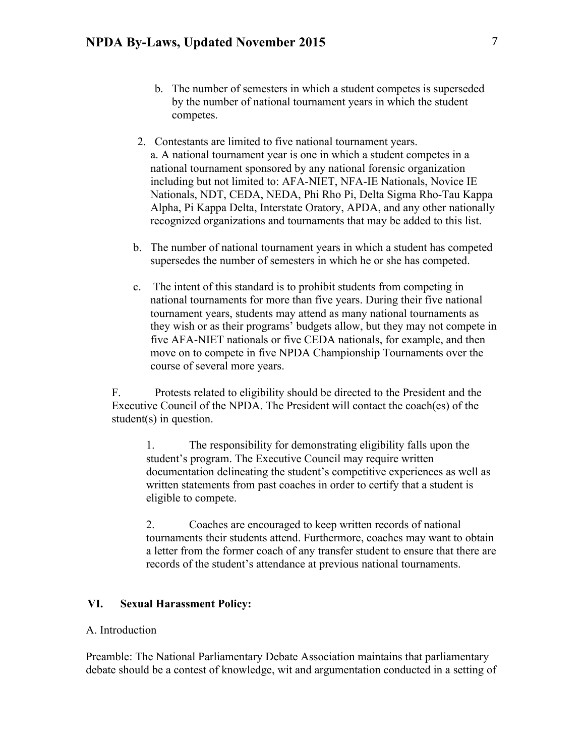b. The number of semesters in which a student competes is superseded by the number of national tournament years in which the student competes.

2. Contestants are limited to five national tournament years.
   a. A national tournament year is one in which a student competes in a national tournament sponsored by any national forensic organization including but not limited to: AFA-NIET, NFA-IE Nationals, Novice IE Nationals, NDT, CEDA, NEDA, Phi Rho Pi, Delta Sigma Rho-Tau Kappa Alpha, Pi Kappa Delta, Interstate Oratory, APDA, and any other nationally recognized organizations and tournaments that may be added to this list.

   b. The number of national tournament years in which a student has competed supersedes the number of semesters in which he or she has competed.

   c. The intent of this standard is to prohibit students from competing in national tournaments for more than five years. During their five national tournament years, students may attend as many national tournaments as they wish or as their programs' budgets allow, but they may not compete in five AFA-NIET nationals or five CEDA nationals, for example, and then move on to compete in five NPDA Championship Tournaments over the course of several more years.

F. Protests related to eligibility should be directed to the President and the Executive Council of the NPDA. The President will contact the coach(es) of the student(s) in question.

1. The responsibility for demonstrating eligibility falls upon the student's program. The Executive Council may require written documentation delineating the student's competitive experiences as well as written statements from past coaches in order to certify that a student is eligible to compete.

2. Coaches are encouraged to keep written records of national tournaments their students attend. Furthermore, coaches may want to obtain a letter from the former coach of any transfer student to ensure that there are records of the student's attendance at previous national tournaments.

## VI. Sexual Harassment Policy:

A. Introduction

Preamble: The National Parliamentary Debate Association maintains that parliamentary debate should be a contest of knowledge, wit and argumentation conducted in a setting of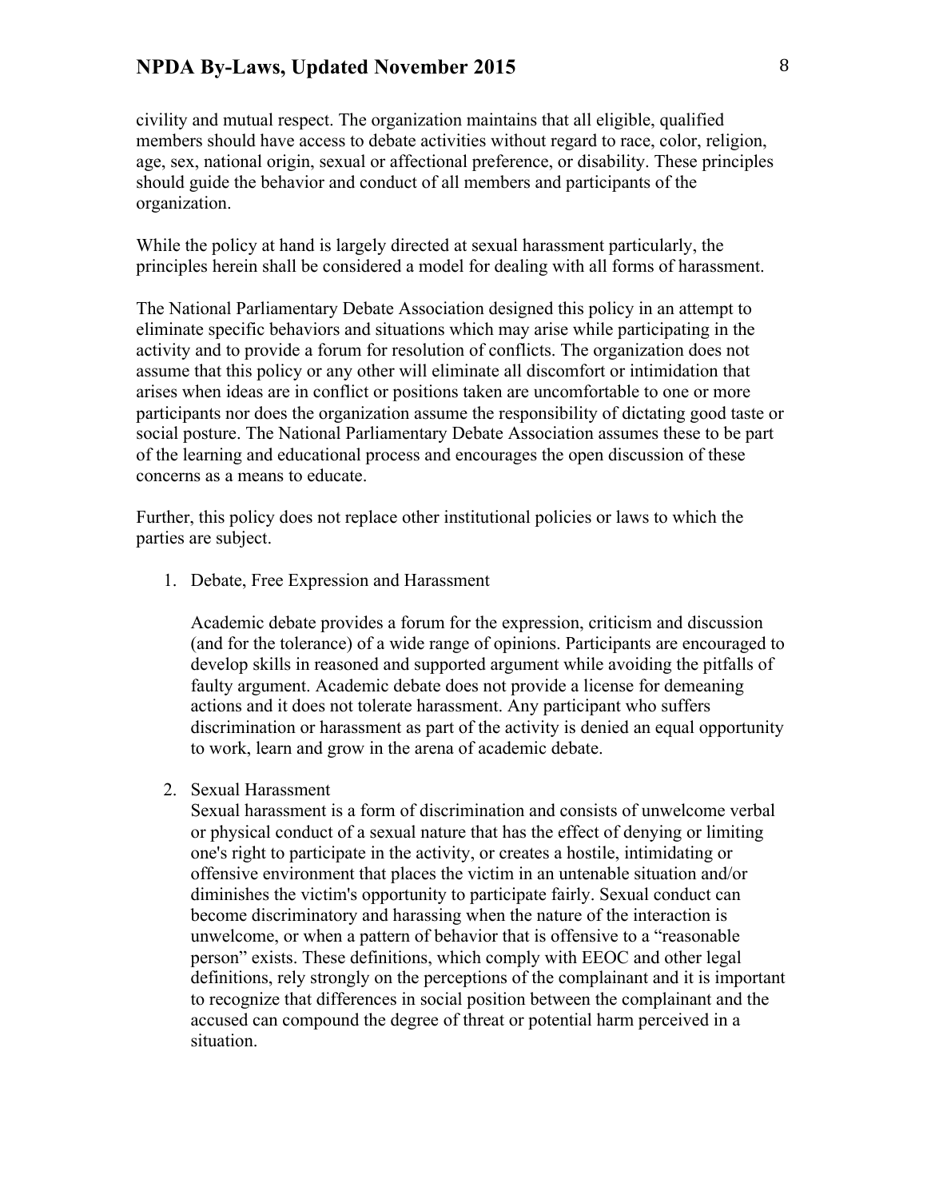civility and mutual respect. The organization maintains that all eligible, qualified members should have access to debate activities without regard to race, color, religion, age, sex, national origin, sexual or affectional preference, or disability. These principles should guide the behavior and conduct of all members and participants of the organization.

While the policy at hand is largely directed at sexual harassment particularly, the principles herein shall be considered a model for dealing with all forms of harassment.

The National Parliamentary Debate Association designed this policy in an attempt to eliminate specific behaviors and situations which may arise while participating in the activity and to provide a forum for resolution of conflicts. The organization does not assume that this policy or any other will eliminate all discomfort or intimidation that arises when ideas are in conflict or positions taken are uncomfortable to one or more participants nor does the organization assume the responsibility of dictating good taste or social posture. The National Parliamentary Debate Association assumes these to be part of the learning and educational process and encourages the open discussion of these concerns as a means to educate.

Further, this policy does not replace other institutional policies or laws to which the parties are subject.

1. Debate, Free Expression and Harassment

   Academic debate provides a forum for the expression, criticism and discussion (and for the tolerance) of a wide range of opinions. Participants are encouraged to develop skills in reasoned and supported argument while avoiding the pitfalls of faulty argument. Academic debate does not provide a license for demeaning actions and it does not tolerate harassment. Any participant who suffers discrimination or harassment as part of the activity is denied an equal opportunity to work, learn and grow in the arena of academic debate.

2. Sexual Harassment

   Sexual harassment is a form of discrimination and consists of unwelcome verbal or physical conduct of a sexual nature that has the effect of denying or limiting one's right to participate in the activity, or creates a hostile, intimidating or offensive environment that places the victim in an untenable situation and/or diminishes the victim's opportunity to participate fairly. Sexual conduct can become discriminatory and harassing when the nature of the interaction is unwelcome, or when a pattern of behavior that is offensive to a "reasonable person" exists. These definitions, which comply with EEOC and other legal definitions, rely strongly on the perceptions of the complainant and it is important to recognize that differences in social position between the complainant and the accused can compound the degree of threat or potential harm perceived in a situation.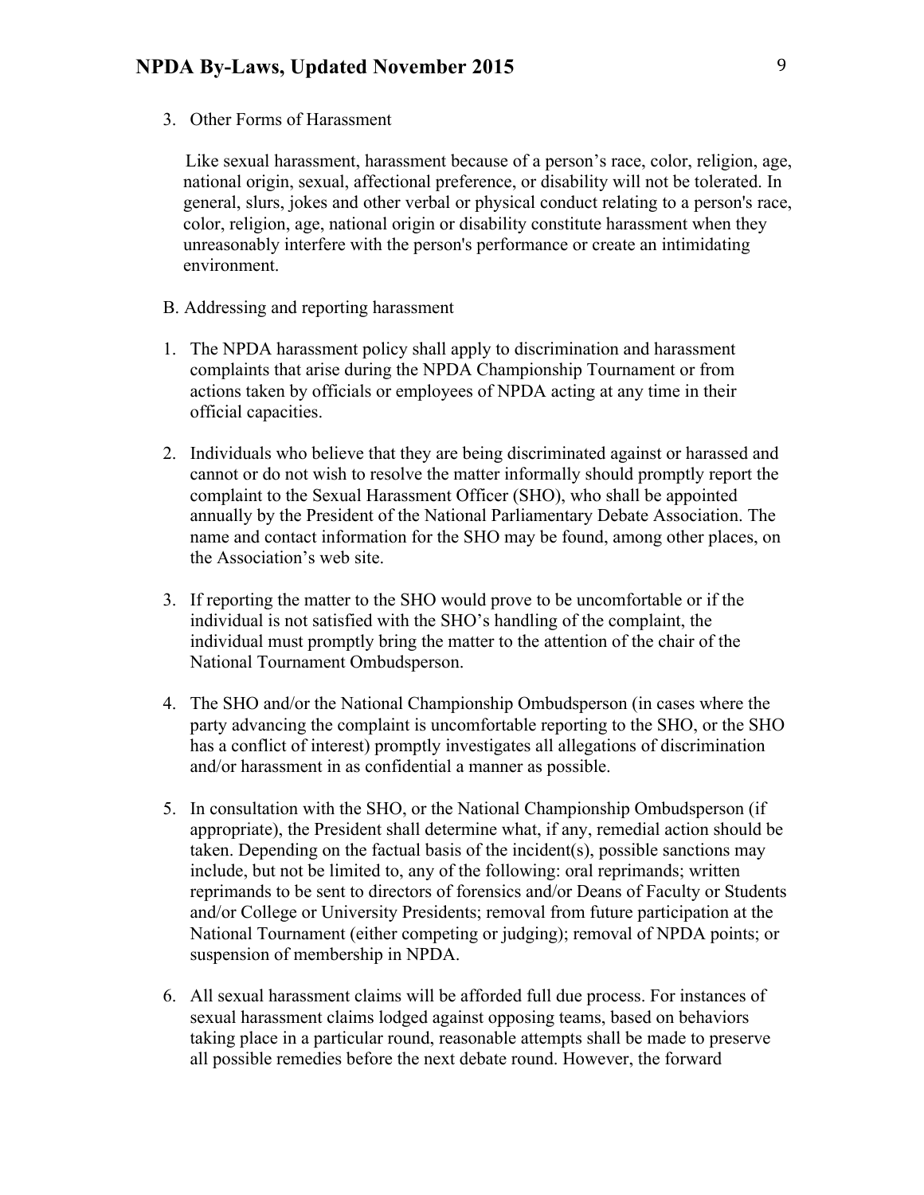3. Other Forms of Harassment

   Like sexual harassment, harassment because of a person's race, color, religion, age, national origin, sexual, affectional preference, or disability will not be tolerated. In general, slurs, jokes and other verbal or physical conduct relating to a person's race, color, religion, age, national origin or disability constitute harassment when they unreasonably interfere with the person's performance or create an intimidating environment.

B. Addressing and reporting harassment

1. The NPDA harassment policy shall apply to discrimination and harassment complaints that arise during the NPDA Championship Tournament or from actions taken by officials or employees of NPDA acting at any time in their official capacities.

2. Individuals who believe that they are being discriminated against or harassed and cannot or do not wish to resolve the matter informally should promptly report the complaint to the Sexual Harassment Officer (SHO), who shall be appointed annually by the President of the National Parliamentary Debate Association. The name and contact information for the SHO may be found, among other places, on the Association's web site.

3. If reporting the matter to the SHO would prove to be uncomfortable or if the individual is not satisfied with the SHO's handling of the complaint, the individual must promptly bring the matter to the attention of the chair of the National Tournament Ombudsperson.

4. The SHO and/or the National Championship Ombudsperson (in cases where the party advancing the complaint is uncomfortable reporting to the SHO, or the SHO has a conflict of interest) promptly investigates all allegations of discrimination and/or harassment in as confidential a manner as possible.

5. In consultation with the SHO, or the National Championship Ombudsperson (if appropriate), the President shall determine what, if any, remedial action should be taken. Depending on the factual basis of the incident(s), possible sanctions may include, but not be limited to, any of the following: oral reprimands; written reprimands to be sent to directors of forensics and/or Deans of Faculty or Students and/or College or University Presidents; removal from future participation at the National Tournament (either competing or judging); removal of NPDA points; or suspension of membership in NPDA.

6. All sexual harassment claims will be afforded full due process. For instances of sexual harassment claims lodged against opposing teams, based on behaviors taking place in a particular round, reasonable attempts shall be made to preserve all possible remedies before the next debate round. However, the forward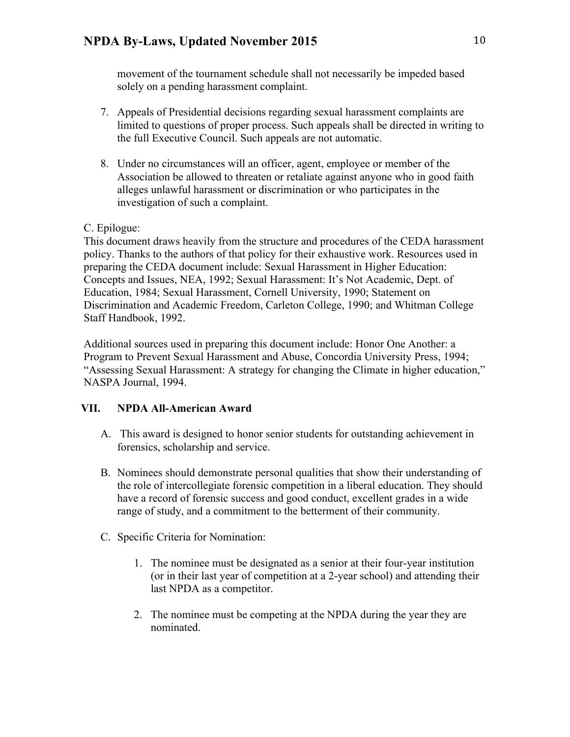movement of the tournament schedule shall not necessarily be impeded based solely on a pending harassment complaint.

7. Appeals of Presidential decisions regarding sexual harassment complaints are limited to questions of proper process. Such appeals shall be directed in writing to the full Executive Council. Such appeals are not automatic.

8. Under no circumstances will an officer, agent, employee or member of the Association be allowed to threaten or retaliate against anyone who in good faith alleges unlawful harassment or discrimination or who participates in the investigation of such a complaint.

C. Epilogue:

This document draws heavily from the structure and procedures of the CEDA harassment policy. Thanks to the authors of that policy for their exhaustive work. Resources used in preparing the CEDA document include: Sexual Harassment in Higher Education: Concepts and Issues, NEA, 1992; Sexual Harassment: It's Not Academic, Dept. of Education, 1984; Sexual Harassment, Cornell University, 1990; Statement on Discrimination and Academic Freedom, Carleton College, 1990; and Whitman College Staff Handbook, 1992.

Additional sources used in preparing this document include: Honor One Another: a Program to Prevent Sexual Harassment and Abuse, Concordia University Press, 1994; "Assessing Sexual Harassment: A strategy for changing the Climate in higher education," NASPA Journal, 1994.

## VII. NPDA All-American Award

A. This award is designed to honor senior students for outstanding achievement in forensics, scholarship and service.

B. Nominees should demonstrate personal qualities that show their understanding of the role of intercollegiate forensic competition in a liberal education. They should have a record of forensic success and good conduct, excellent grades in a wide range of study, and a commitment to the betterment of their community.

C. Specific Criteria for Nomination:

1. The nominee must be designated as a senior at their four-year institution (or in their last year of competition at a 2-year school) and attending their last NPDA as a competitor.

2. The nominee must be competing at the NPDA during the year they are nominated.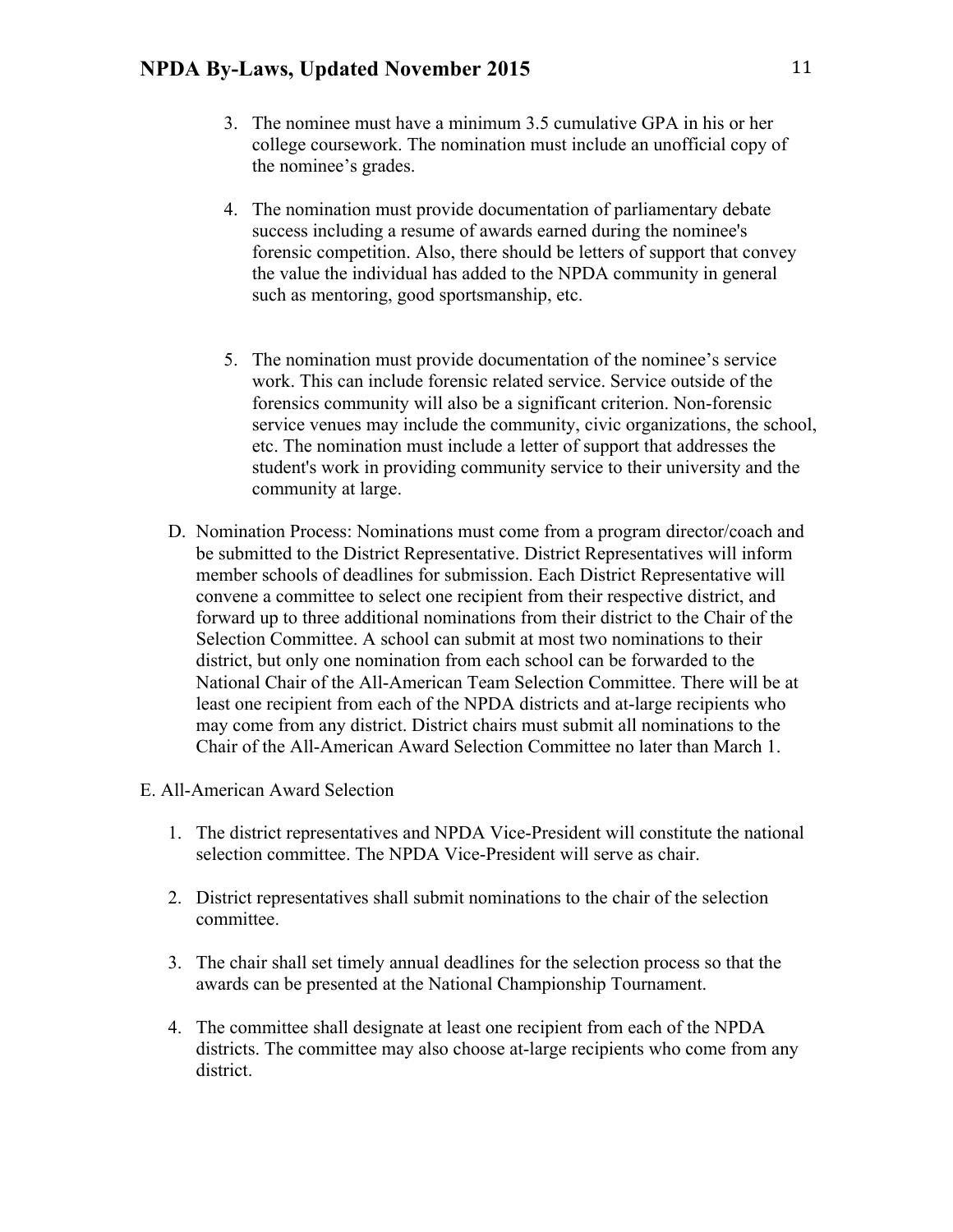3. The nominee must have a minimum 3.5 cumulative GPA in his or her college coursework. The nomination must include an unofficial copy of the nominee's grades.

4. The nomination must provide documentation of parliamentary debate success including a resume of awards earned during the nominee's forensic competition. Also, there should be letters of support that convey the value the individual has added to the NPDA community in general such as mentoring, good sportsmanship, etc.

5. The nomination must provide documentation of the nominee's service work. This can include forensic related service. Service outside of the forensics community will also be a significant criterion. Non-forensic service venues may include the community, civic organizations, the school, etc. The nomination must include a letter of support that addresses the student's work in providing community service to their university and the community at large.

D. Nomination Process: Nominations must come from a program director/coach and be submitted to the District Representative. District Representatives will inform member schools of deadlines for submission. Each District Representative will convene a committee to select one recipient from their respective district, and forward up to three additional nominations from their district to the Chair of the Selection Committee. A school can submit at most two nominations to their district, but only one nomination from each school can be forwarded to the National Chair of the All-American Team Selection Committee. There will be at least one recipient from each of the NPDA districts and at-large recipients who may come from any district. District chairs must submit all nominations to the Chair of the All-American Award Selection Committee no later than March 1.

E. All-American Award Selection

1. The district representatives and NPDA Vice-President will constitute the national selection committee. The NPDA Vice-President will serve as chair.

2. District representatives shall submit nominations to the chair of the selection committee.

3. The chair shall set timely annual deadlines for the selection process so that the awards can be presented at the National Championship Tournament.

4. The committee shall designate at least one recipient from each of the NPDA districts. The committee may also choose at-large recipients who come from any district.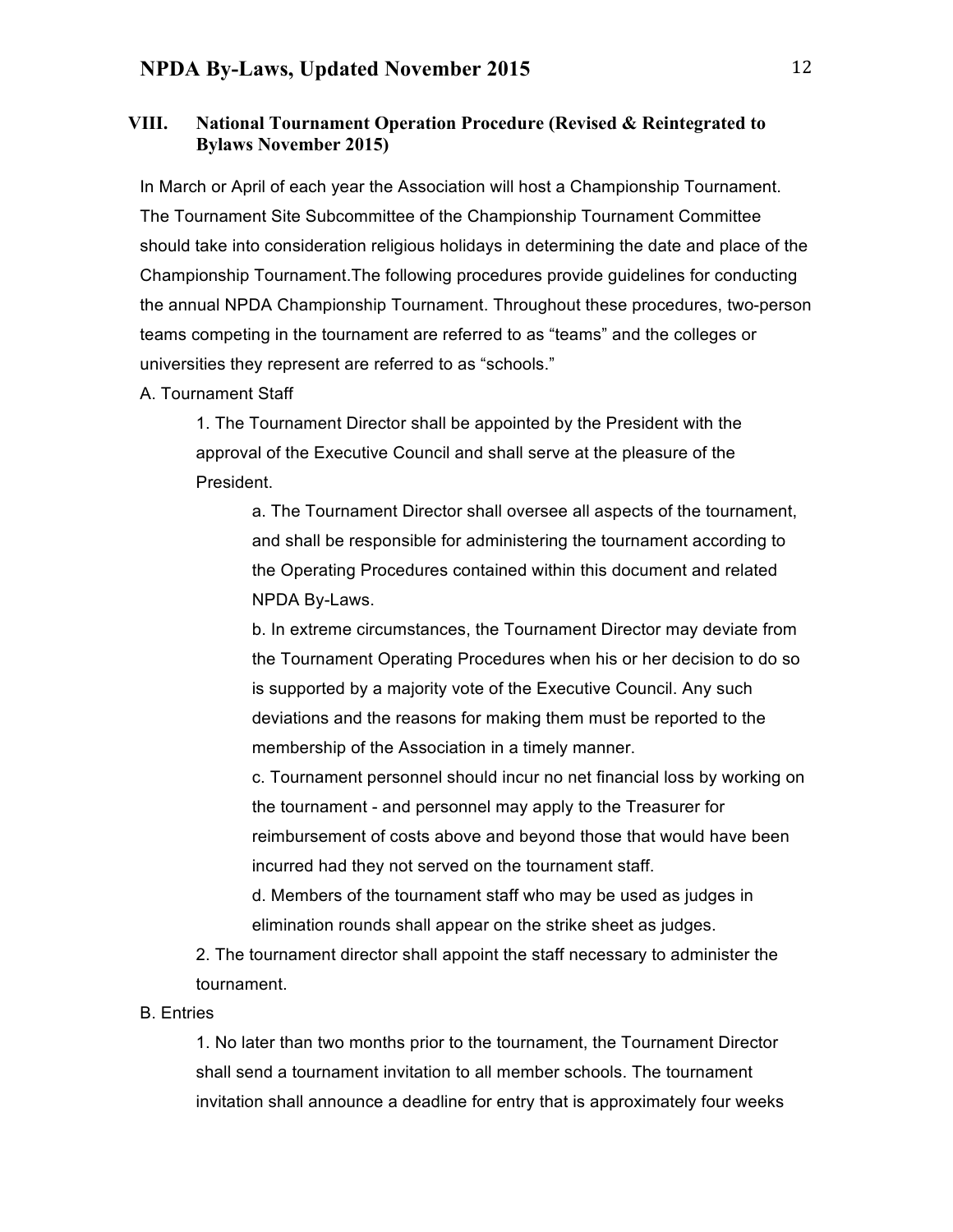## VIII. National Tournament Operation Procedure (Revised & Reintegrated to Bylaws November 2015)

In March or April of each year the Association will host a Championship Tournament. The Tournament Site Subcommittee of the Championship Tournament Committee should take into consideration religious holidays in determining the date and place of the Championship Tournament.The following procedures provide guidelines for conducting the annual NPDA Championship Tournament. Throughout these procedures, two-person teams competing in the tournament are referred to as "teams" and the colleges or universities they represent are referred to as "schools."

A. Tournament Staff

1. The Tournament Director shall be appointed by the President with the approval of the Executive Council and shall serve at the pleasure of the President.

    a. The Tournament Director shall oversee all aspects of the tournament, and shall be responsible for administering the tournament according to the Operating Procedures contained within this document and related NPDA By-Laws.

    b. In extreme circumstances, the Tournament Director may deviate from the Tournament Operating Procedures when his or her decision to do so is supported by a majority vote of the Executive Council. Any such deviations and the reasons for making them must be reported to the membership of the Association in a timely manner.

    c. Tournament personnel should incur no net financial loss by working on the tournament - and personnel may apply to the Treasurer for reimbursement of costs above and beyond those that would have been incurred had they not served on the tournament staff.

    d. Members of the tournament staff who may be used as judges in elimination rounds shall appear on the strike sheet as judges.

2. The tournament director shall appoint the staff necessary to administer the tournament.

B. Entries

1. No later than two months prior to the tournament, the Tournament Director shall send a tournament invitation to all member schools. The tournament invitation shall announce a deadline for entry that is approximately four weeks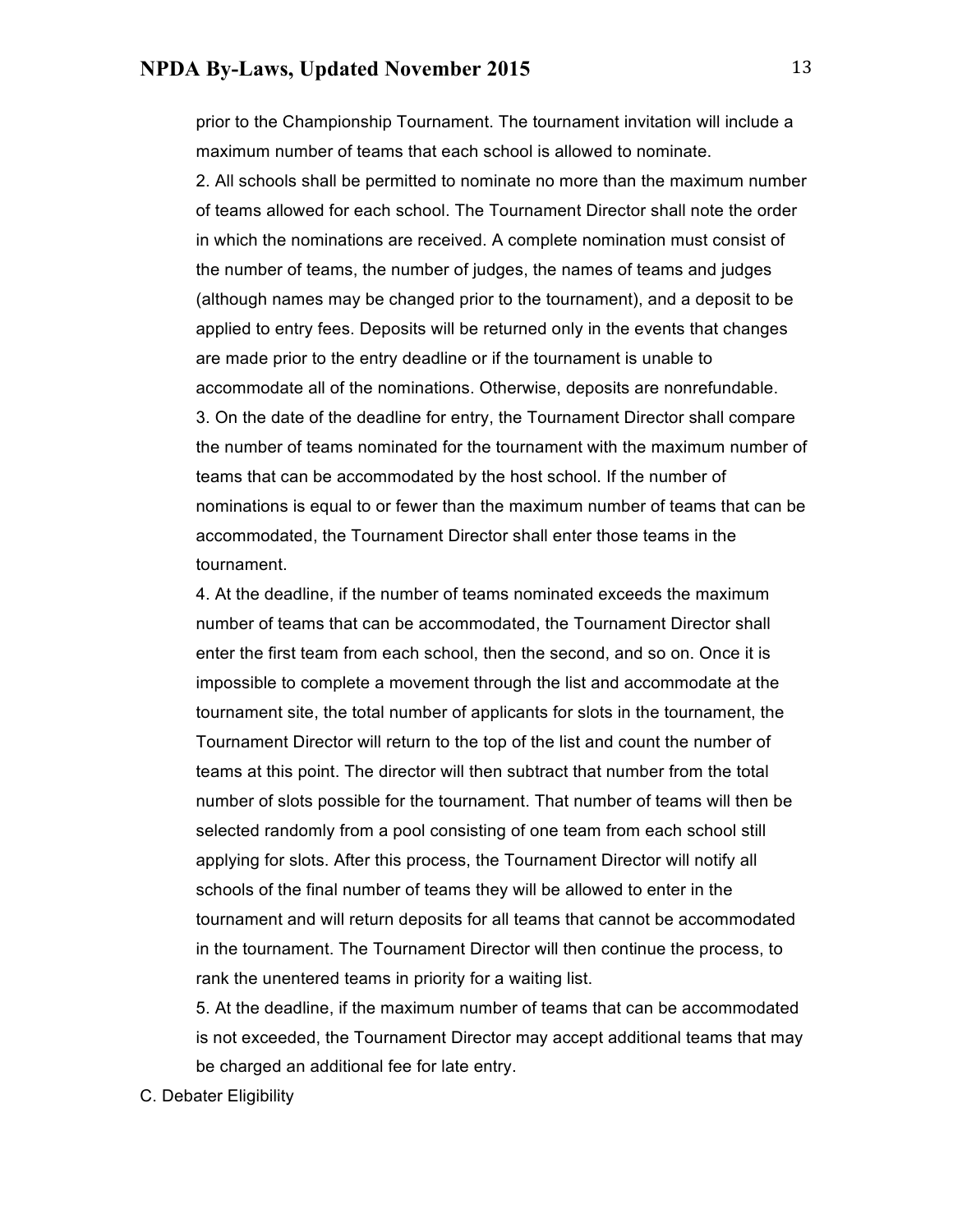prior to the Championship Tournament. The tournament invitation will include a maximum number of teams that each school is allowed to nominate.

2. All schools shall be permitted to nominate no more than the maximum number of teams allowed for each school. The Tournament Director shall note the order in which the nominations are received. A complete nomination must consist of the number of teams, the number of judges, the names of teams and judges (although names may be changed prior to the tournament), and a deposit to be applied to entry fees. Deposits will be returned only in the events that changes are made prior to the entry deadline or if the tournament is unable to accommodate all of the nominations. Otherwise, deposits are nonrefundable.

3. On the date of the deadline for entry, the Tournament Director shall compare the number of teams nominated for the tournament with the maximum number of teams that can be accommodated by the host school. If the number of nominations is equal to or fewer than the maximum number of teams that can be accommodated, the Tournament Director shall enter those teams in the tournament.

4. At the deadline, if the number of teams nominated exceeds the maximum number of teams that can be accommodated, the Tournament Director shall enter the first team from each school, then the second, and so on. Once it is impossible to complete a movement through the list and accommodate at the tournament site, the total number of applicants for slots in the tournament, the Tournament Director will return to the top of the list and count the number of teams at this point. The director will then subtract that number from the total number of slots possible for the tournament. That number of teams will then be selected randomly from a pool consisting of one team from each school still applying for slots. After this process, the Tournament Director will notify all schools of the final number of teams they will be allowed to enter in the tournament and will return deposits for all teams that cannot be accommodated in the tournament. The Tournament Director will then continue the process, to rank the unentered teams in priority for a waiting list.

5. At the deadline, if the maximum number of teams that can be accommodated is not exceeded, the Tournament Director may accept additional teams that may be charged an additional fee for late entry.

C. Debater Eligibility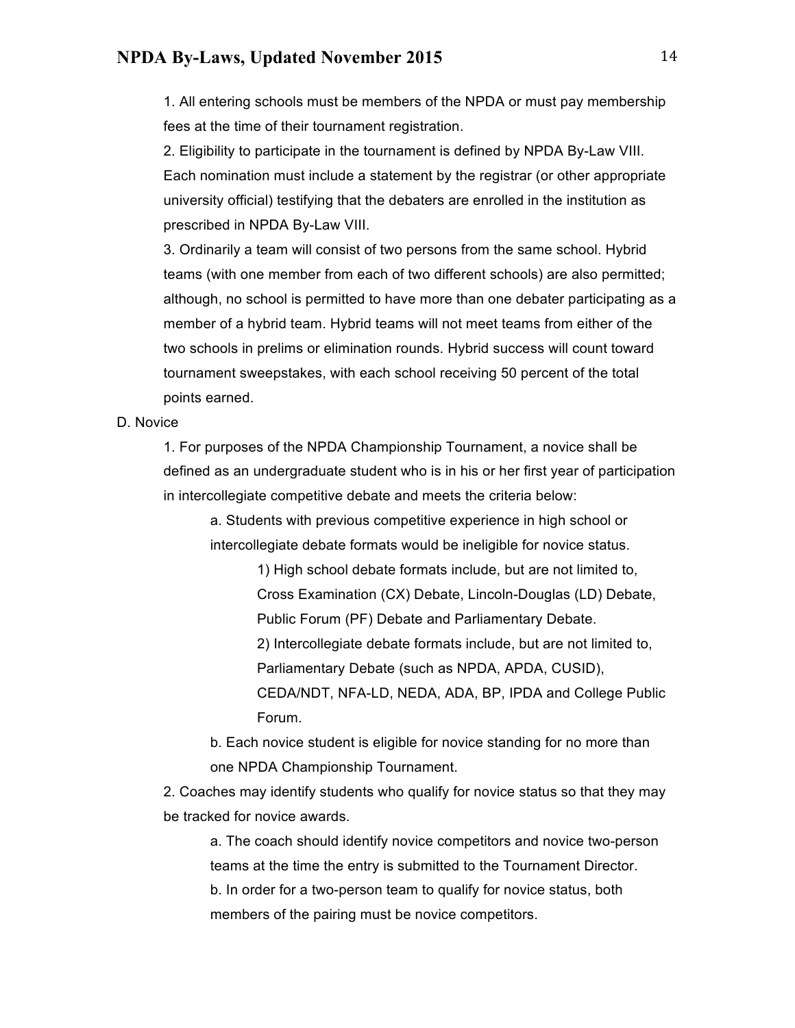1. All entering schools must be members of the NPDA or must pay membership fees at the time of their tournament registration.

2. Eligibility to participate in the tournament is defined by NPDA By-Law VIII. Each nomination must include a statement by the registrar (or other appropriate university official) testifying that the debaters are enrolled in the institution as prescribed in NPDA By-Law VIII.

3. Ordinarily a team will consist of two persons from the same school. Hybrid teams (with one member from each of two different schools) are also permitted; although, no school is permitted to have more than one debater participating as a member of a hybrid team. Hybrid teams will not meet teams from either of the two schools in prelims or elimination rounds. Hybrid success will count toward tournament sweepstakes, with each school receiving 50 percent of the total points earned.

D. Novice

1. For purposes of the NPDA Championship Tournament, a novice shall be defined as an undergraduate student who is in his or her first year of participation in intercollegiate competitive debate and meets the criteria below:

a. Students with previous competitive experience in high school or intercollegiate debate formats would be ineligible for novice status.

1) High school debate formats include, but are not limited to, Cross Examination (CX) Debate, Lincoln-Douglas (LD) Debate, Public Forum (PF) Debate and Parliamentary Debate.

2) Intercollegiate debate formats include, but are not limited to, Parliamentary Debate (such as NPDA, APDA, CUSID), CEDA/NDT, NFA-LD, NEDA, ADA, BP, IPDA and College Public Forum.

b. Each novice student is eligible for novice standing for no more than one NPDA Championship Tournament.

2. Coaches may identify students who qualify for novice status so that they may be tracked for novice awards.

a. The coach should identify novice competitors and novice two-person teams at the time the entry is submitted to the Tournament Director.

b. In order for a two-person team to qualify for novice status, both members of the pairing must be novice competitors.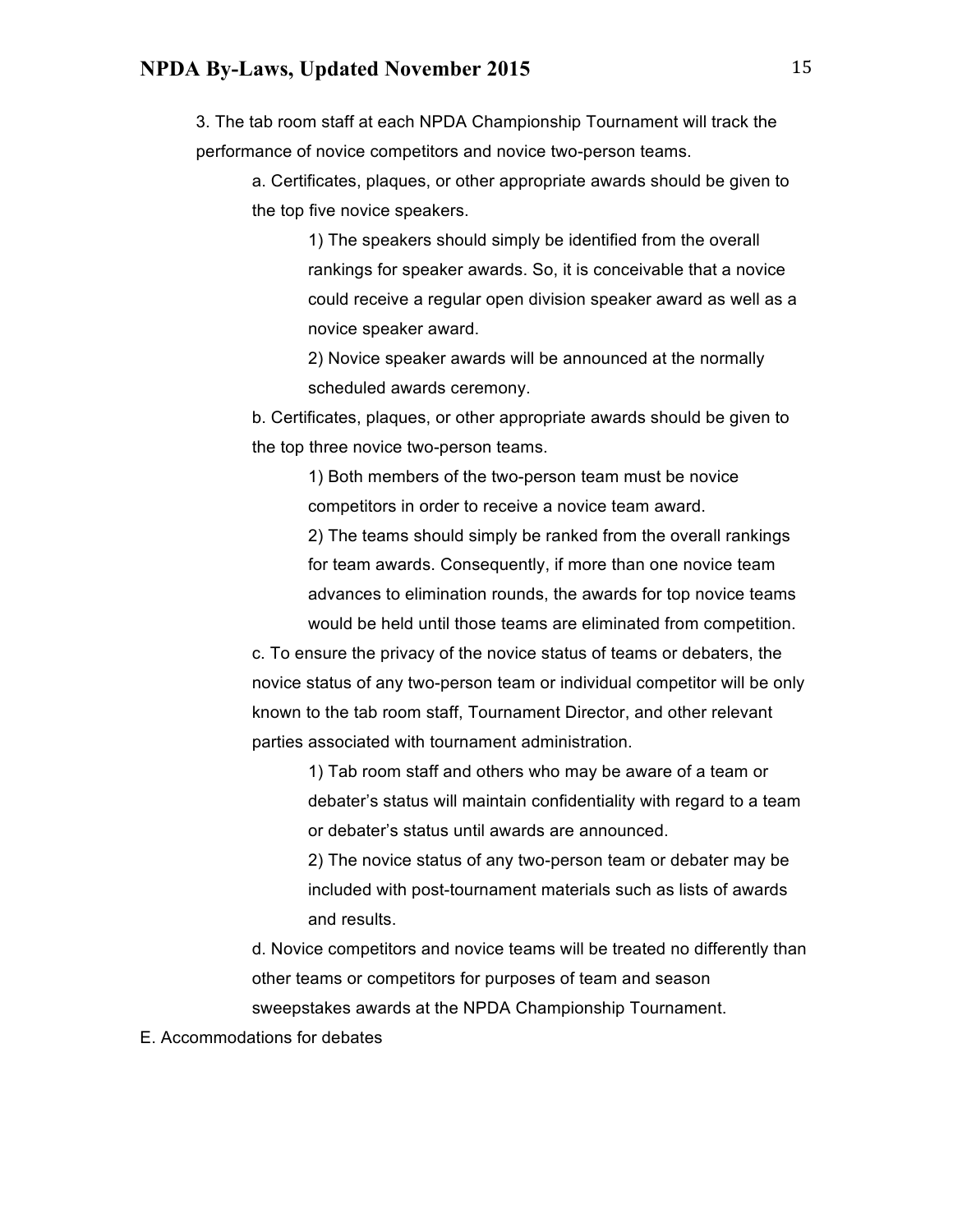3. The tab room staff at each NPDA Championship Tournament will track the performance of novice competitors and novice two-person teams.

   a. Certificates, plaques, or other appropriate awards should be given to the top five novice speakers.

      1) The speakers should simply be identified from the overall rankings for speaker awards. So, it is conceivable that a novice could receive a regular open division speaker award as well as a novice speaker award.

      2) Novice speaker awards will be announced at the normally scheduled awards ceremony.

   b. Certificates, plaques, or other appropriate awards should be given to the top three novice two-person teams.

      1) Both members of the two-person team must be novice competitors in order to receive a novice team award.

      2) The teams should simply be ranked from the overall rankings for team awards. Consequently, if more than one novice team advances to elimination rounds, the awards for top novice teams would be held until those teams are eliminated from competition.

   c. To ensure the privacy of the novice status of teams or debaters, the novice status of any two-person team or individual competitor will be only known to the tab room staff, Tournament Director, and other relevant parties associated with tournament administration.

      1) Tab room staff and others who may be aware of a team or debater's status will maintain confidentiality with regard to a team or debater's status until awards are announced.

      2) The novice status of any two-person team or debater may be included with post-tournament materials such as lists of awards and results.

   d. Novice competitors and novice teams will be treated no differently than other teams or competitors for purposes of team and season sweepstakes awards at the NPDA Championship Tournament.

E. Accommodations for debates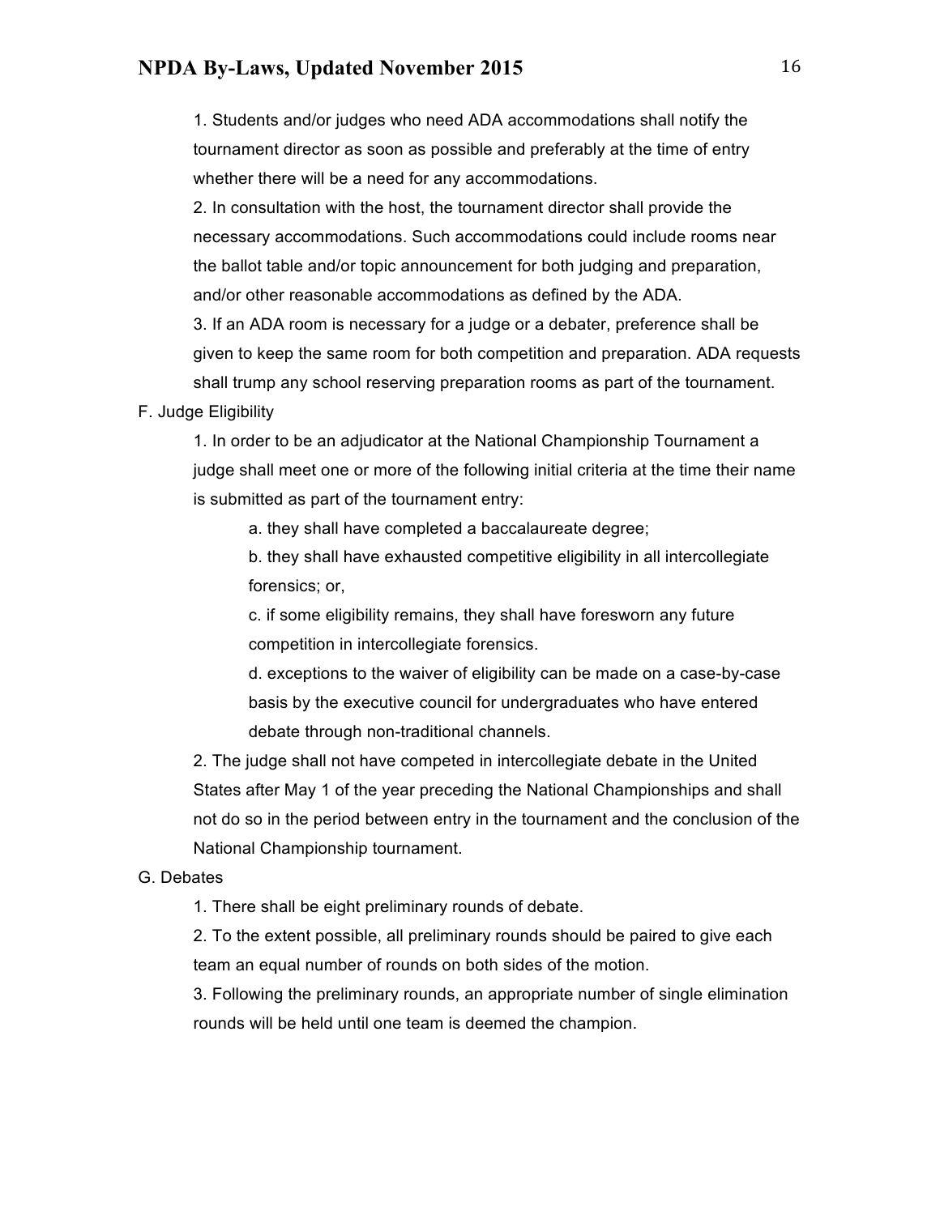1. Students and/or judges who need ADA accommodations shall notify the tournament director as soon as possible and preferably at the time of entry whether there will be a need for any accommodations.

2. In consultation with the host, the tournament director shall provide the necessary accommodations. Such accommodations could include rooms near the ballot table and/or topic announcement for both judging and preparation, and/or other reasonable accommodations as defined by the ADA.

3. If an ADA room is necessary for a judge or a debater, preference shall be given to keep the same room for both competition and preparation. ADA requests shall trump any school reserving preparation rooms as part of the tournament.

F. Judge Eligibility

1. In order to be an adjudicator at the National Championship Tournament a judge shall meet one or more of the following initial criteria at the time their name is submitted as part of the tournament entry:

    a. they shall have completed a baccalaureate degree;

    b. they shall have exhausted competitive eligibility in all intercollegiate forensics; or,

    c. if some eligibility remains, they shall have foresworn any future competition in intercollegiate forensics.

    d. exceptions to the waiver of eligibility can be made on a case-by-case basis by the executive council for undergraduates who have entered debate through non-traditional channels.

2. The judge shall not have competed in intercollegiate debate in the United States after May 1 of the year preceding the National Championships and shall not do so in the period between entry in the tournament and the conclusion of the National Championship tournament.

G. Debates

1. There shall be eight preliminary rounds of debate.

2. To the extent possible, all preliminary rounds should be paired to give each team an equal number of rounds on both sides of the motion.

3. Following the preliminary rounds, an appropriate number of single elimination rounds will be held until one team is deemed the champion.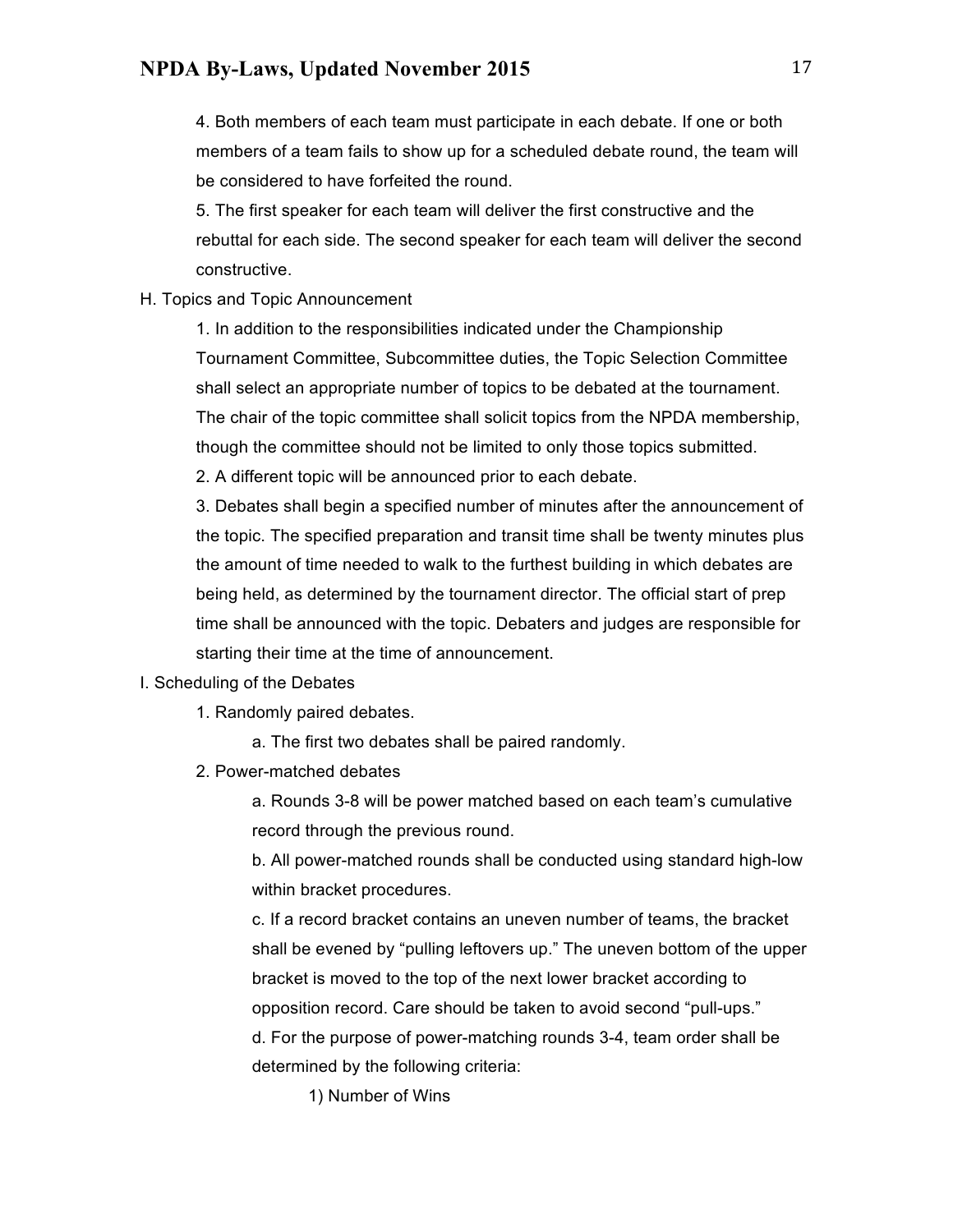4. Both members of each team must participate in each debate. If one or both members of a team fails to show up for a scheduled debate round, the team will be considered to have forfeited the round.

5. The first speaker for each team will deliver the first constructive and the rebuttal for each side. The second speaker for each team will deliver the second constructive.

H. Topics and Topic Announcement

1. In addition to the responsibilities indicated under the Championship Tournament Committee, Subcommittee duties, the Topic Selection Committee shall select an appropriate number of topics to be debated at the tournament. The chair of the topic committee shall solicit topics from the NPDA membership, though the committee should not be limited to only those topics submitted.

2. A different topic will be announced prior to each debate.

3. Debates shall begin a specified number of minutes after the announcement of the topic. The specified preparation and transit time shall be twenty minutes plus the amount of time needed to walk to the furthest building in which debates are being held, as determined by the tournament director. The official start of prep time shall be announced with the topic. Debaters and judges are responsible for starting their time at the time of announcement.

I. Scheduling of the Debates

1. Randomly paired debates.

a. The first two debates shall be paired randomly.

2. Power-matched debates

a. Rounds 3-8 will be power matched based on each team's cumulative record through the previous round.

b. All power-matched rounds shall be conducted using standard high-low within bracket procedures.

c. If a record bracket contains an uneven number of teams, the bracket shall be evened by "pulling leftovers up." The uneven bottom of the upper bracket is moved to the top of the next lower bracket according to opposition record. Care should be taken to avoid second "pull-ups."

d. For the purpose of power-matching rounds 3-4, team order shall be determined by the following criteria:

1) Number of Wins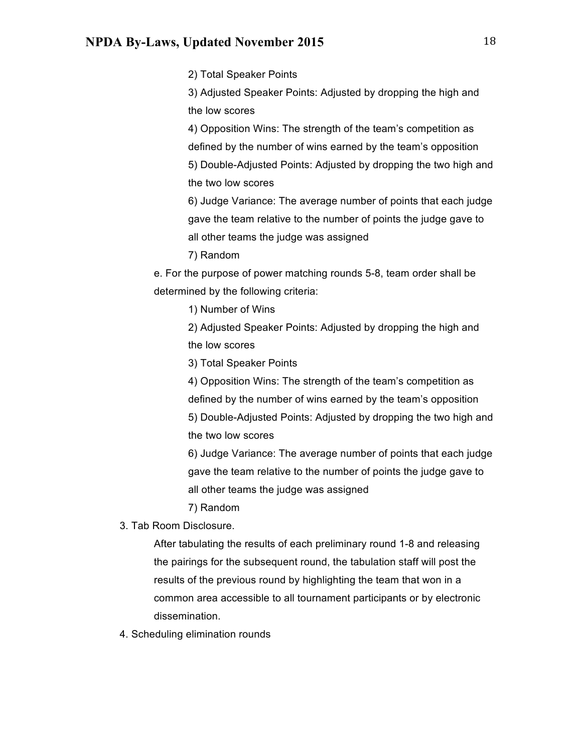2) Total Speaker Points

3) Adjusted Speaker Points: Adjusted by dropping the high and the low scores

4) Opposition Wins: The strength of the team's competition as defined by the number of wins earned by the team's opposition

5) Double-Adjusted Points: Adjusted by dropping the two high and the two low scores

6) Judge Variance: The average number of points that each judge gave the team relative to the number of points the judge gave to all other teams the judge was assigned

7) Random

e. For the purpose of power matching rounds 5-8, team order shall be determined by the following criteria:

1) Number of Wins

2) Adjusted Speaker Points: Adjusted by dropping the high and the low scores

3) Total Speaker Points

4) Opposition Wins: The strength of the team's competition as defined by the number of wins earned by the team's opposition

5) Double-Adjusted Points: Adjusted by dropping the two high and the two low scores

6) Judge Variance: The average number of points that each judge gave the team relative to the number of points the judge gave to all other teams the judge was assigned

7) Random

3. Tab Room Disclosure.

After tabulating the results of each preliminary round 1-8 and releasing the pairings for the subsequent round, the tabulation staff will post the results of the previous round by highlighting the team that won in a common area accessible to all tournament participants or by electronic dissemination.

4. Scheduling elimination rounds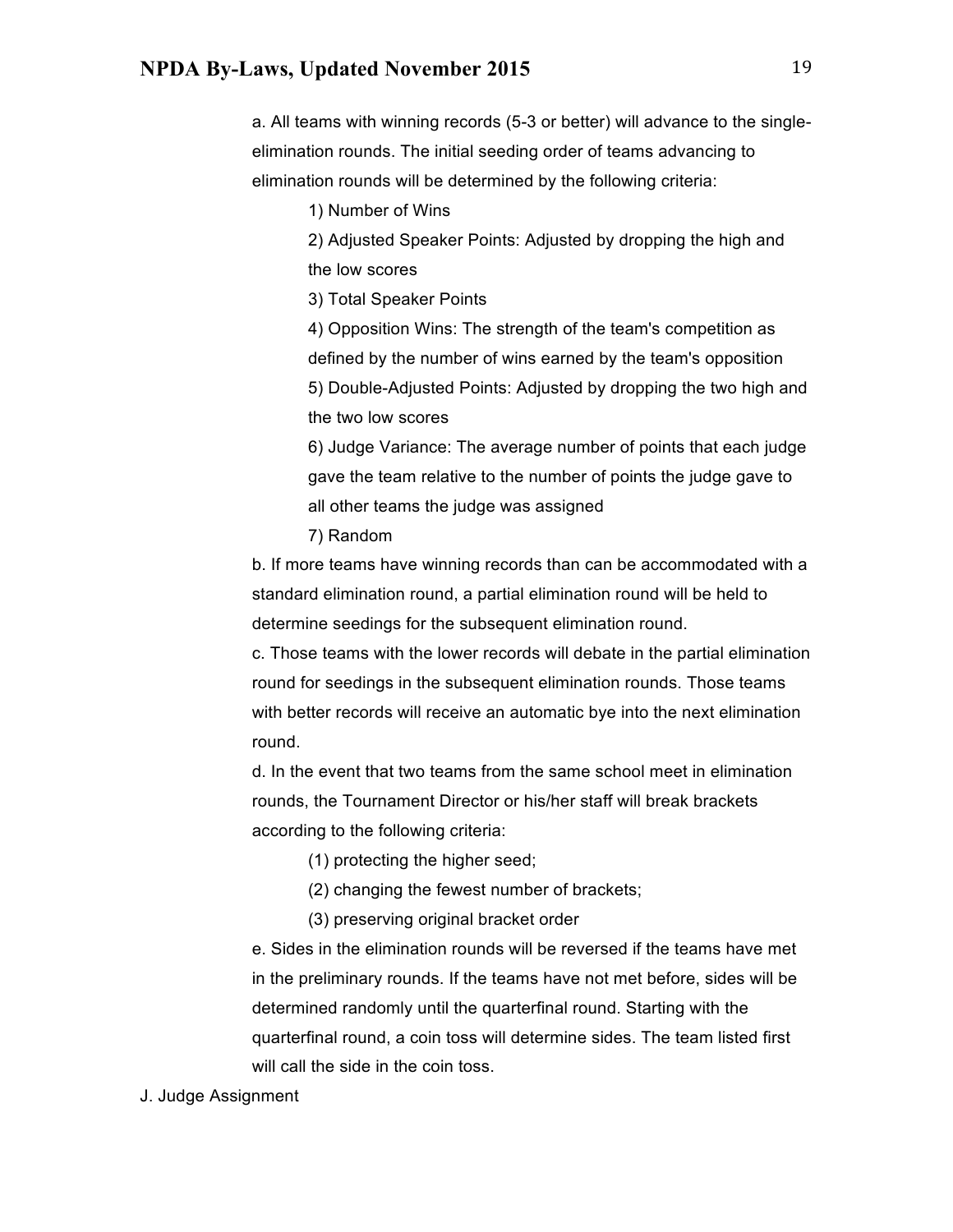a. All teams with winning records (5-3 or better) will advance to the single-elimination rounds. The initial seeding order of teams advancing to elimination rounds will be determined by the following criteria:

1) Number of Wins

2) Adjusted Speaker Points: Adjusted by dropping the high and the low scores

3) Total Speaker Points

4) Opposition Wins: The strength of the team's competition as defined by the number of wins earned by the team's opposition

5) Double-Adjusted Points: Adjusted by dropping the two high and the two low scores

6) Judge Variance: The average number of points that each judge gave the team relative to the number of points the judge gave to all other teams the judge was assigned

7) Random

b. If more teams have winning records than can be accommodated with a standard elimination round, a partial elimination round will be held to determine seedings for the subsequent elimination round.

c. Those teams with the lower records will debate in the partial elimination round for seedings in the subsequent elimination rounds. Those teams with better records will receive an automatic bye into the next elimination round.

d. In the event that two teams from the same school meet in elimination rounds, the Tournament Director or his/her staff will break brackets according to the following criteria:

(1) protecting the higher seed;

(2) changing the fewest number of brackets;

(3) preserving original bracket order

e. Sides in the elimination rounds will be reversed if the teams have met in the preliminary rounds. If the teams have not met before, sides will be determined randomly until the quarterfinal round. Starting with the quarterfinal round, a coin toss will determine sides. The team listed first will call the side in the coin toss.

J. Judge Assignment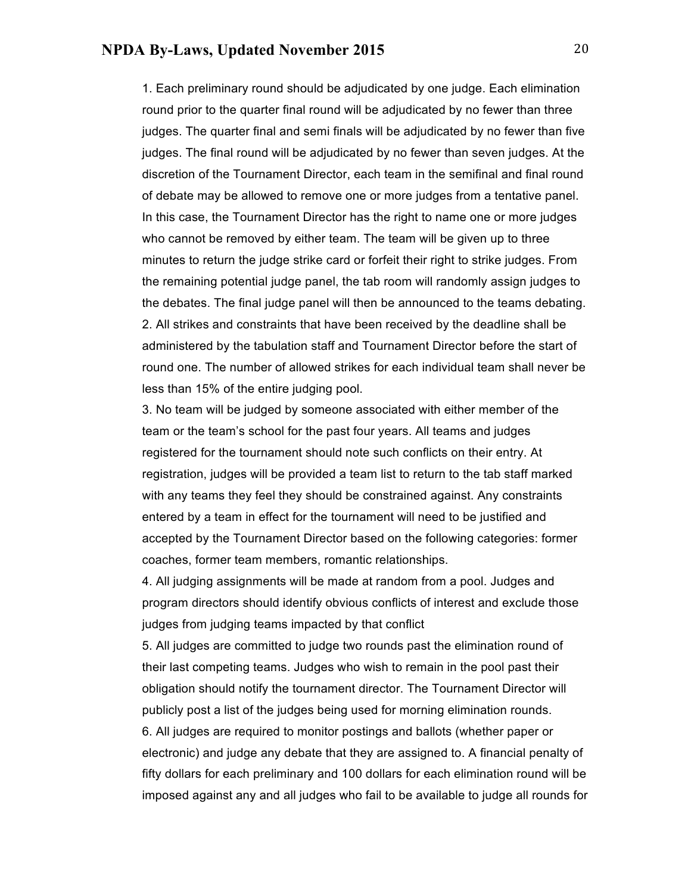1. Each preliminary round should be adjudicated by one judge. Each elimination round prior to the quarter final round will be adjudicated by no fewer than three judges. The quarter final and semi finals will be adjudicated by no fewer than five judges. The final round will be adjudicated by no fewer than seven judges. At the discretion of the Tournament Director, each team in the semifinal and final round of debate may be allowed to remove one or more judges from a tentative panel. In this case, the Tournament Director has the right to name one or more judges who cannot be removed by either team. The team will be given up to three minutes to return the judge strike card or forfeit their right to strike judges. From the remaining potential judge panel, the tab room will randomly assign judges to the debates. The final judge panel will then be announced to the teams debating.

2. All strikes and constraints that have been received by the deadline shall be administered by the tabulation staff and Tournament Director before the start of round one. The number of allowed strikes for each individual team shall never be less than 15% of the entire judging pool.

3. No team will be judged by someone associated with either member of the team or the team's school for the past four years. All teams and judges registered for the tournament should note such conflicts on their entry. At registration, judges will be provided a team list to return to the tab staff marked with any teams they feel they should be constrained against. Any constraints entered by a team in effect for the tournament will need to be justified and accepted by the Tournament Director based on the following categories: former coaches, former team members, romantic relationships.

4. All judging assignments will be made at random from a pool. Judges and program directors should identify obvious conflicts of interest and exclude those judges from judging teams impacted by that conflict

5. All judges are committed to judge two rounds past the elimination round of their last competing teams. Judges who wish to remain in the pool past their obligation should notify the tournament director. The Tournament Director will publicly post a list of the judges being used for morning elimination rounds.

6. All judges are required to monitor postings and ballots (whether paper or electronic) and judge any debate that they are assigned to. A financial penalty of fifty dollars for each preliminary and 100 dollars for each elimination round will be imposed against any and all judges who fail to be available to judge all rounds for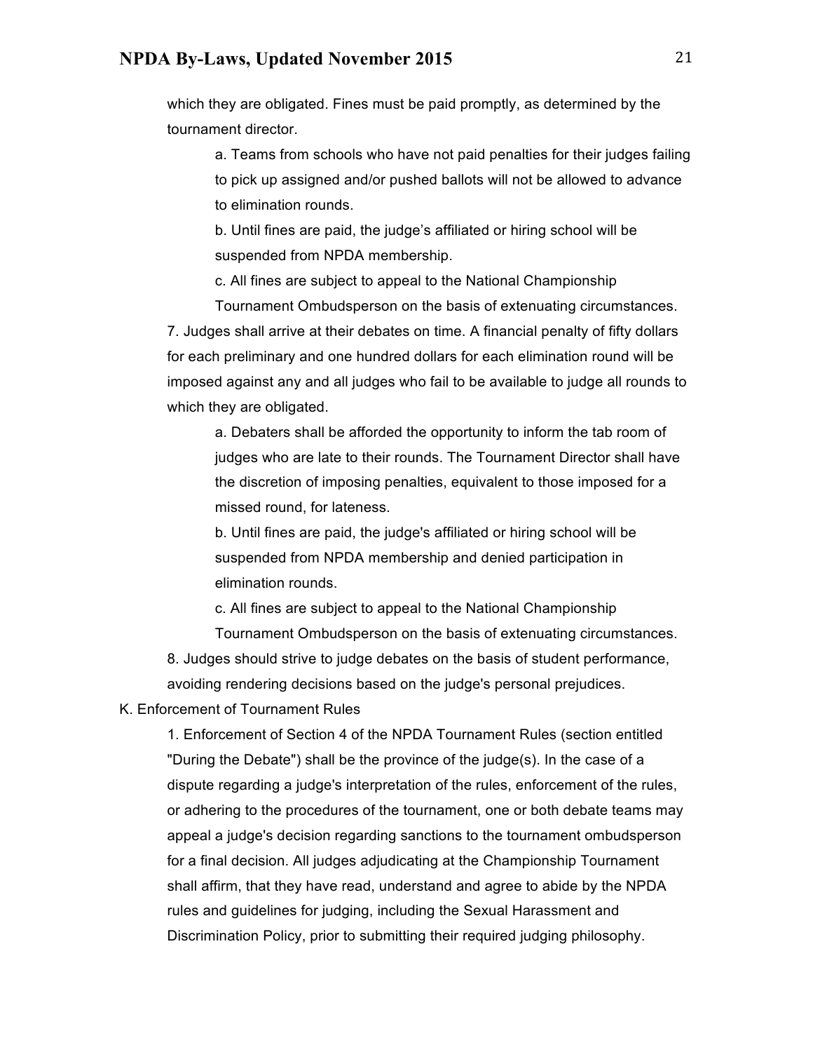which they are obligated. Fines must be paid promptly, as determined by the tournament director.

a. Teams from schools who have not paid penalties for their judges failing to pick up assigned and/or pushed ballots will not be allowed to advance to elimination rounds.

b. Until fines are paid, the judge's affiliated or hiring school will be suspended from NPDA membership.

c. All fines are subject to appeal to the National Championship Tournament Ombudsperson on the basis of extenuating circumstances.

7. Judges shall arrive at their debates on time. A financial penalty of fifty dollars for each preliminary and one hundred dollars for each elimination round will be imposed against any and all judges who fail to be available to judge all rounds to which they are obligated.

a. Debaters shall be afforded the opportunity to inform the tab room of judges who are late to their rounds. The Tournament Director shall have the discretion of imposing penalties, equivalent to those imposed for a missed round, for lateness.

b. Until fines are paid, the judge's affiliated or hiring school will be suspended from NPDA membership and denied participation in elimination rounds.

c. All fines are subject to appeal to the National Championship Tournament Ombudsperson on the basis of extenuating circumstances.

8. Judges should strive to judge debates on the basis of student performance, avoiding rendering decisions based on the judge's personal prejudices.

K. Enforcement of Tournament Rules

1. Enforcement of Section 4 of the NPDA Tournament Rules (section entitled "During the Debate") shall be the province of the judge(s). In the case of a dispute regarding a judge's interpretation of the rules, enforcement of the rules, or adhering to the procedures of the tournament, one or both debate teams may appeal a judge's decision regarding sanctions to the tournament ombudsperson for a final decision. All judges adjudicating at the Championship Tournament shall affirm, that they have read, understand and agree to abide by the NPDA rules and guidelines for judging, including the Sexual Harassment and Discrimination Policy, prior to submitting their required judging philosophy.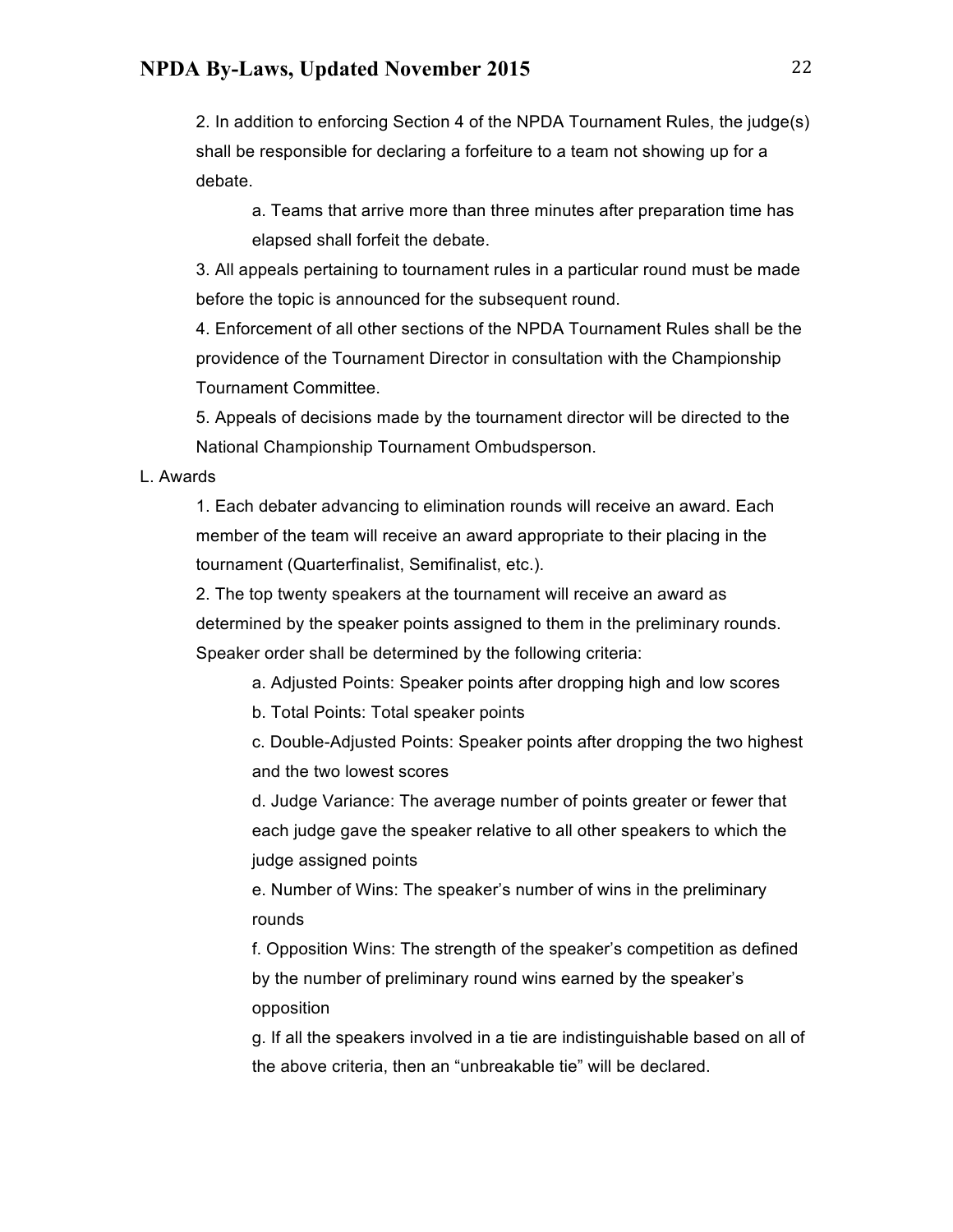2. In addition to enforcing Section 4 of the NPDA Tournament Rules, the judge(s) shall be responsible for declaring a forfeiture to a team not showing up for a debate.

    a. Teams that arrive more than three minutes after preparation time has elapsed shall forfeit the debate.

3. All appeals pertaining to tournament rules in a particular round must be made before the topic is announced for the subsequent round.

4. Enforcement of all other sections of the NPDA Tournament Rules shall be the providence of the Tournament Director in consultation with the Championship Tournament Committee.

5. Appeals of decisions made by the tournament director will be directed to the National Championship Tournament Ombudsperson.

L. Awards

1. Each debater advancing to elimination rounds will receive an award. Each member of the team will receive an award appropriate to their placing in the tournament (Quarterfinalist, Semifinalist, etc.).

2. The top twenty speakers at the tournament will receive an award as determined by the speaker points assigned to them in the preliminary rounds. Speaker order shall be determined by the following criteria:

    a. Adjusted Points: Speaker points after dropping high and low scores

    b. Total Points: Total speaker points

    c. Double-Adjusted Points: Speaker points after dropping the two highest and the two lowest scores

    d. Judge Variance: The average number of points greater or fewer that each judge gave the speaker relative to all other speakers to which the judge assigned points

    e. Number of Wins: The speaker's number of wins in the preliminary rounds

    f. Opposition Wins: The strength of the speaker's competition as defined by the number of preliminary round wins earned by the speaker's opposition

    g. If all the speakers involved in a tie are indistinguishable based on all of the above criteria, then an "unbreakable tie" will be declared.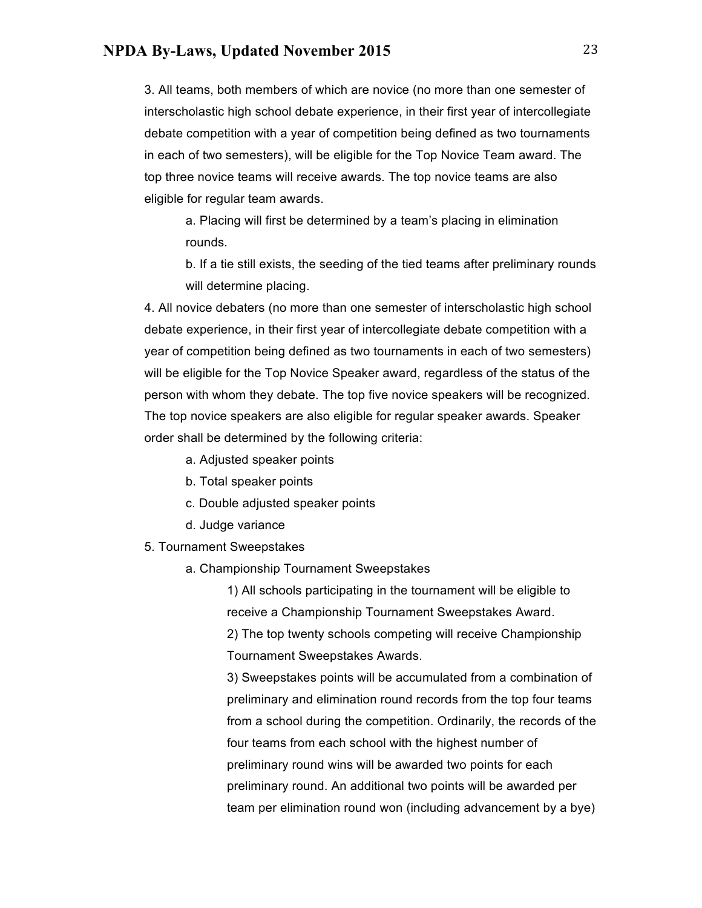3. All teams, both members of which are novice (no more than one semester of interscholastic high school debate experience, in their first year of intercollegiate debate competition with a year of competition being defined as two tournaments in each of two semesters), will be eligible for the Top Novice Team award. The top three novice teams will receive awards. The top novice teams are also eligible for regular team awards.

    a. Placing will first be determined by a team's placing in elimination rounds.

    b. If a tie still exists, the seeding of the tied teams after preliminary rounds will determine placing.

4. All novice debaters (no more than one semester of interscholastic high school debate experience, in their first year of intercollegiate debate competition with a year of competition being defined as two tournaments in each of two semesters) will be eligible for the Top Novice Speaker award, regardless of the status of the person with whom they debate. The top five novice speakers will be recognized. The top novice speakers are also eligible for regular speaker awards. Speaker order shall be determined by the following criteria:

    a. Adjusted speaker points

    b. Total speaker points

    c. Double adjusted speaker points

    d. Judge variance

5. Tournament Sweepstakes

    a. Championship Tournament Sweepstakes

        1) All schools participating in the tournament will be eligible to receive a Championship Tournament Sweepstakes Award.

        2) The top twenty schools competing will receive Championship Tournament Sweepstakes Awards.

        3) Sweepstakes points will be accumulated from a combination of preliminary and elimination round records from the top four teams from a school during the competition. Ordinarily, the records of the four teams from each school with the highest number of preliminary round wins will be awarded two points for each preliminary round. An additional two points will be awarded per team per elimination round won (including advancement by a bye)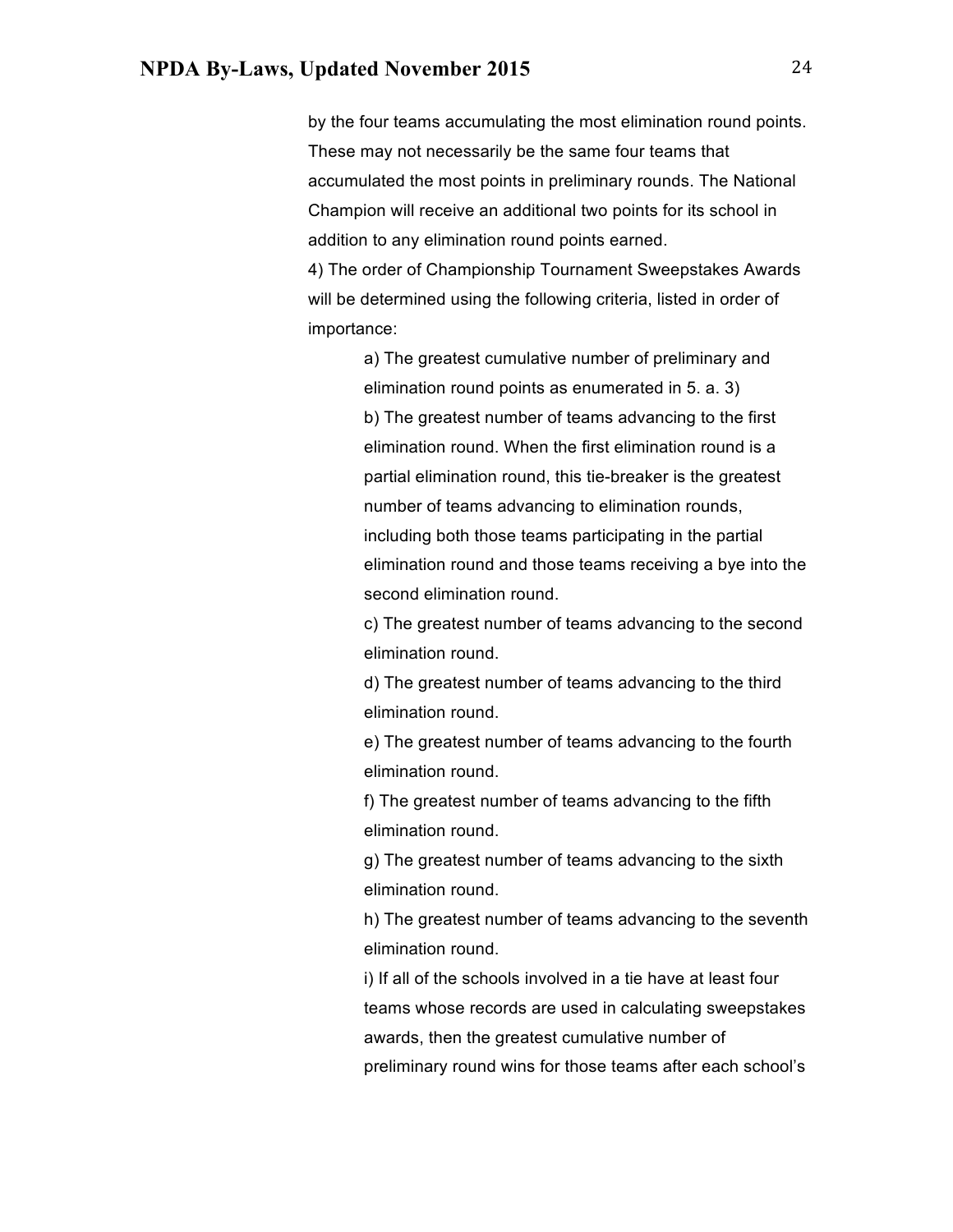by the four teams accumulating the most elimination round points. These may not necessarily be the same four teams that accumulated the most points in preliminary rounds. The National Champion will receive an additional two points for its school in addition to any elimination round points earned.

4) The order of Championship Tournament Sweepstakes Awards will be determined using the following criteria, listed in order of importance:

a) The greatest cumulative number of preliminary and elimination round points as enumerated in 5. a. 3)

b) The greatest number of teams advancing to the first elimination round. When the first elimination round is a partial elimination round, this tie-breaker is the greatest number of teams advancing to elimination rounds, including both those teams participating in the partial elimination round and those teams receiving a bye into the second elimination round.

c) The greatest number of teams advancing to the second elimination round.

d) The greatest number of teams advancing to the third elimination round.

e) The greatest number of teams advancing to the fourth elimination round.

f) The greatest number of teams advancing to the fifth elimination round.

g) The greatest number of teams advancing to the sixth elimination round.

h) The greatest number of teams advancing to the seventh elimination round.

i) If all of the schools involved in a tie have at least four teams whose records are used in calculating sweepstakes awards, then the greatest cumulative number of preliminary round wins for those teams after each school's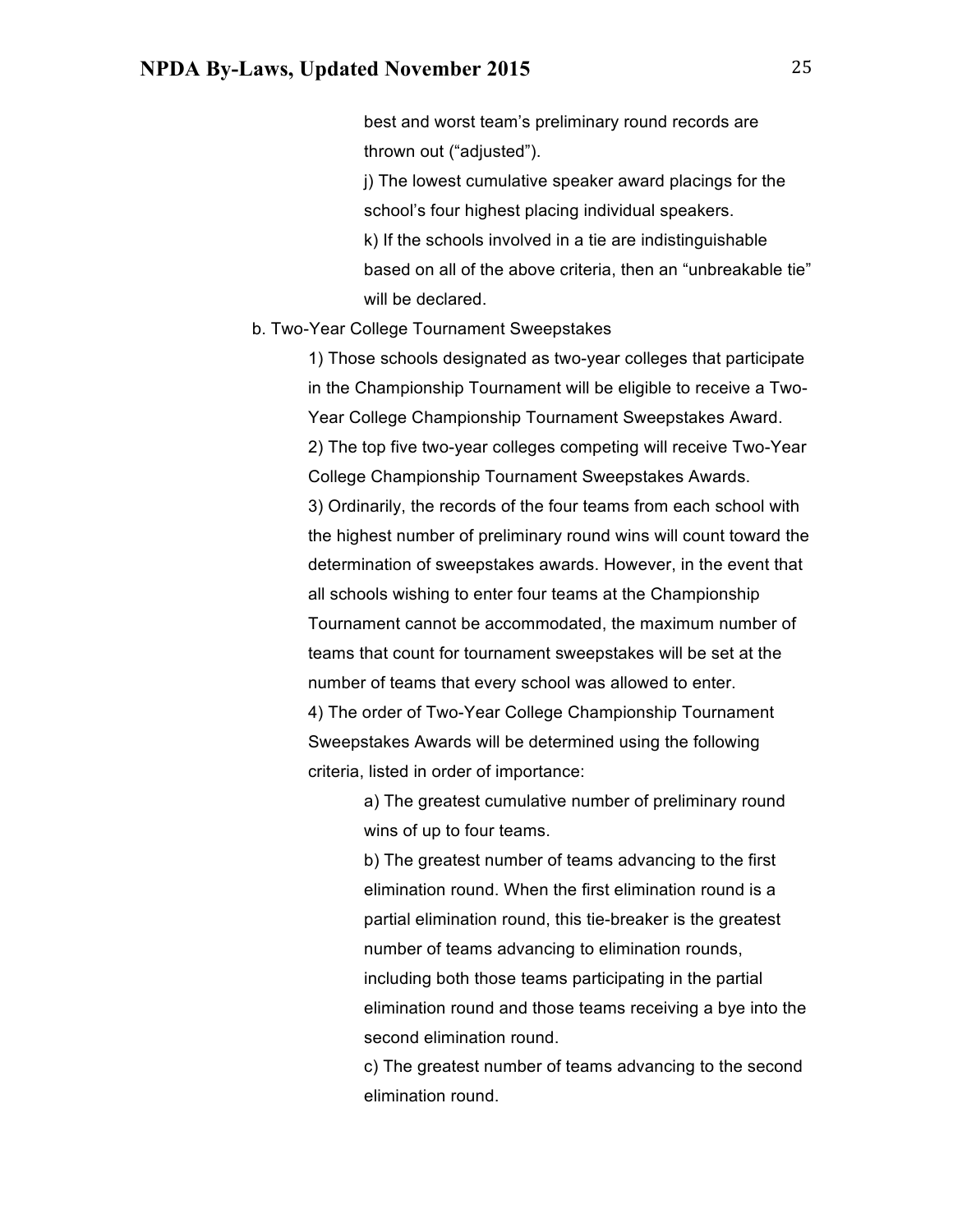best and worst team's preliminary round records are thrown out ("adjusted").

j) The lowest cumulative speaker award placings for the school's four highest placing individual speakers.

k) If the schools involved in a tie are indistinguishable based on all of the above criteria, then an "unbreakable tie" will be declared.

b. Two-Year College Tournament Sweepstakes

1) Those schools designated as two-year colleges that participate in the Championship Tournament will be eligible to receive a Two-Year College Championship Tournament Sweepstakes Award.

2) The top five two-year colleges competing will receive Two-Year College Championship Tournament Sweepstakes Awards.

3) Ordinarily, the records of the four teams from each school with the highest number of preliminary round wins will count toward the determination of sweepstakes awards. However, in the event that all schools wishing to enter four teams at the Championship Tournament cannot be accommodated, the maximum number of teams that count for tournament sweepstakes will be set at the number of teams that every school was allowed to enter.

4) The order of Two-Year College Championship Tournament Sweepstakes Awards will be determined using the following criteria, listed in order of importance:

a) The greatest cumulative number of preliminary round wins of up to four teams.

b) The greatest number of teams advancing to the first elimination round. When the first elimination round is a partial elimination round, this tie-breaker is the greatest number of teams advancing to elimination rounds, including both those teams participating in the partial elimination round and those teams receiving a bye into the second elimination round.

c) The greatest number of teams advancing to the second elimination round.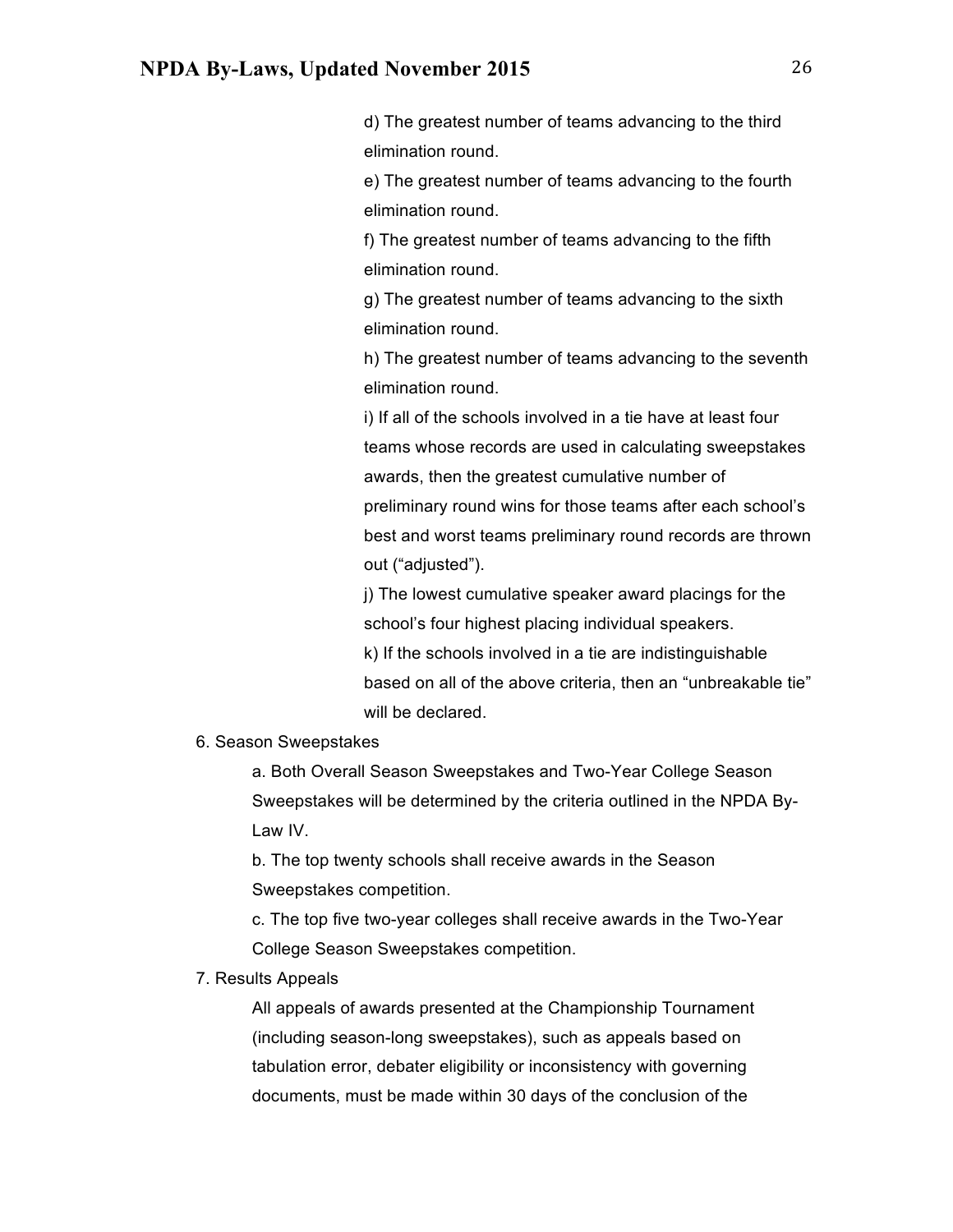d) The greatest number of teams advancing to the third elimination round.

e) The greatest number of teams advancing to the fourth elimination round.

f) The greatest number of teams advancing to the fifth elimination round.

g) The greatest number of teams advancing to the sixth elimination round.

h) The greatest number of teams advancing to the seventh elimination round.

i) If all of the schools involved in a tie have at least four teams whose records are used in calculating sweepstakes awards, then the greatest cumulative number of preliminary round wins for those teams after each school's best and worst teams preliminary round records are thrown out ("adjusted").

j) The lowest cumulative speaker award placings for the school's four highest placing individual speakers.

k) If the schools involved in a tie are indistinguishable based on all of the above criteria, then an "unbreakable tie" will be declared.

6. Season Sweepstakes

   a. Both Overall Season Sweepstakes and Two-Year College Season Sweepstakes will be determined by the criteria outlined in the NPDA By-Law IV.

   b. The top twenty schools shall receive awards in the Season Sweepstakes competition.

   c. The top five two-year colleges shall receive awards in the Two-Year College Season Sweepstakes competition.

7. Results Appeals

   All appeals of awards presented at the Championship Tournament (including season-long sweepstakes), such as appeals based on tabulation error, debater eligibility or inconsistency with governing documents, must be made within 30 days of the conclusion of the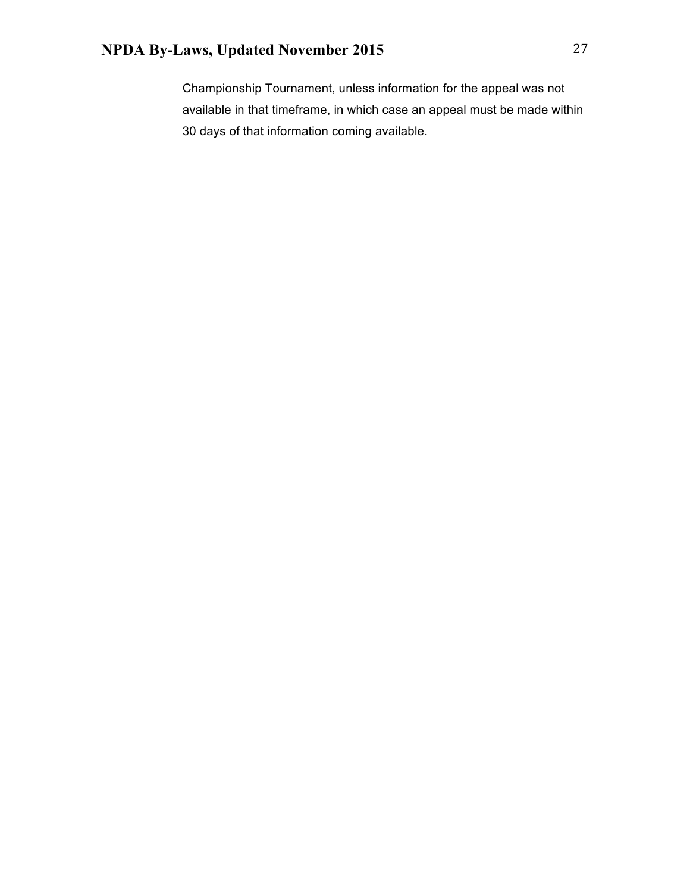Championship Tournament, unless information for the appeal was not available in that timeframe, in which case an appeal must be made within 30 days of that information coming available.